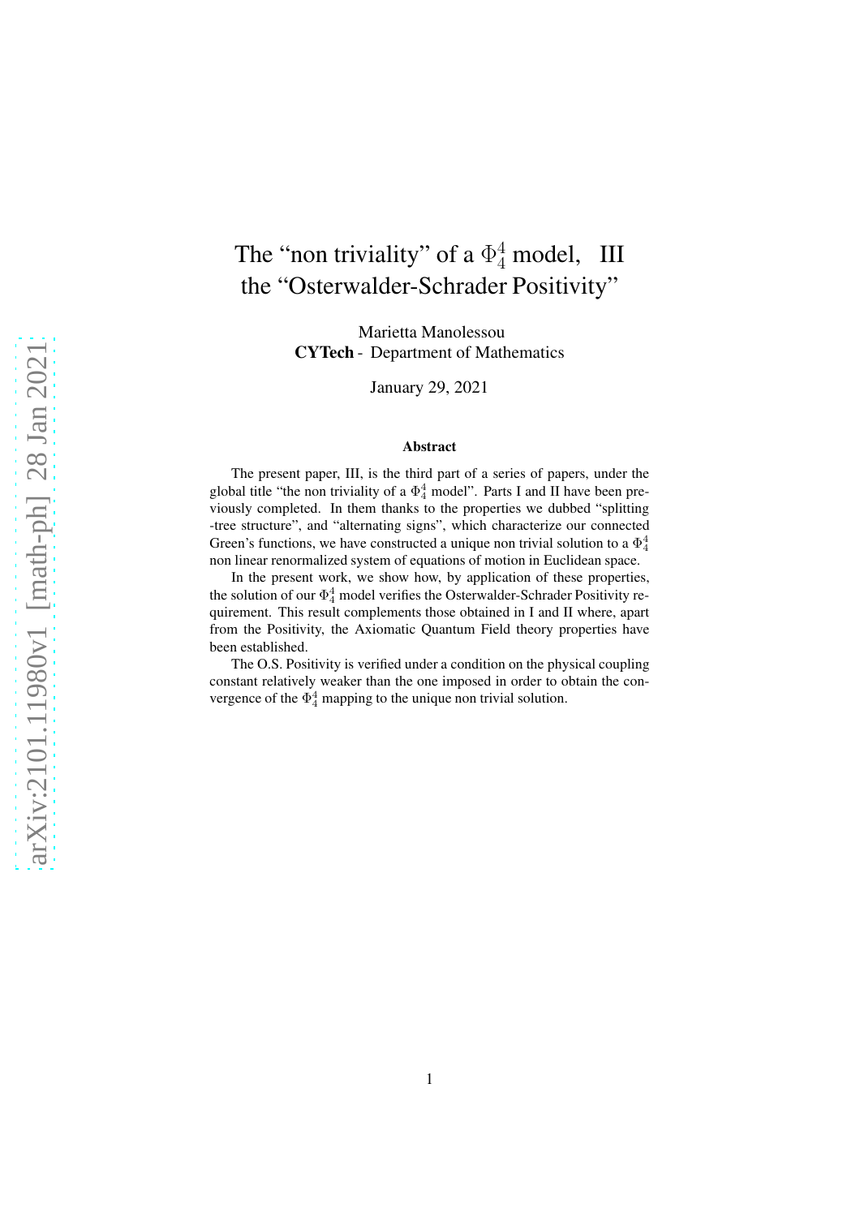# The “non triviality” of a $\Phi_4^4$ model, III
# the “Osterwalder-Schrader Positivity”

Marietta Manolessou
**CYTech** - Department of Mathematics

January 29, 2021

### Abstract

The present paper, III, is the third part of a series of papers, under the global title “the non triviality of a $\Phi_4^4$ model”. Parts I and II have been previously completed. In them thanks to the properties we dubbed “splitting -tree structure”, and “alternating signs”, which characterize our connected Green’s functions, we have constructed a unique non trivial solution to a $\Phi_4^4$ non linear renormalized system of equations of motion in Euclidean space.

In the present work, we show how, by application of these properties, the solution of our $\Phi_4^4$ model verifies the Osterwalder-Schrader Positivity requirement. This result complements those obtained in I and II where, apart from the Positivity, the Axiomatic Quantum Field theory properties have been established.

The O.S. Positivity is verified under a condition on the physical coupling constant relatively weaker than the one imposed in order to obtain the convergence of the $\Phi_4^4$ mapping to the unique non trivial solution.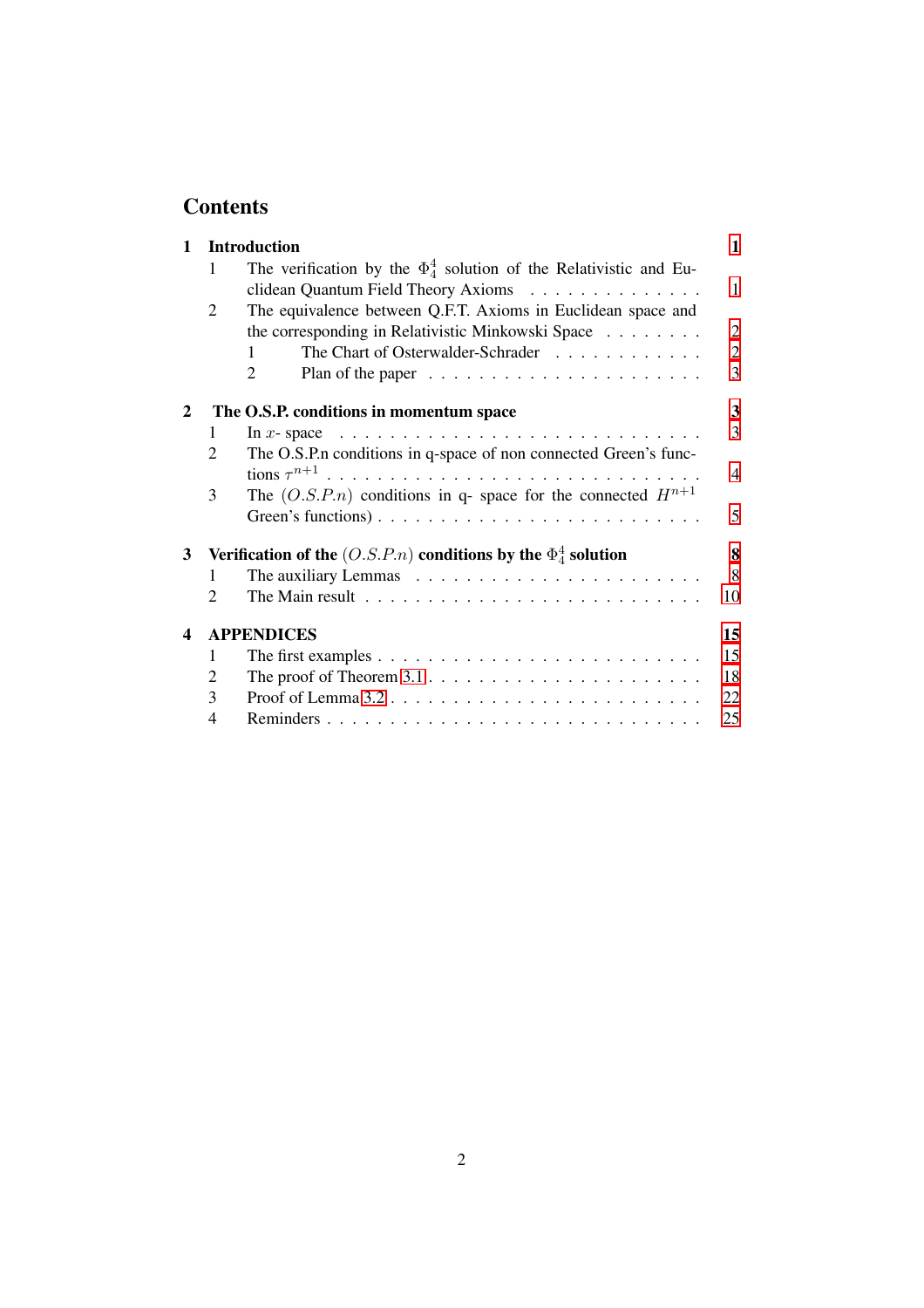# Contents

**1 Introduction** 1

- 1 The verification by the $\Phi_4^4$ solution of the Relativistic and Euclidean Quantum Field Theory Axioms 1
- 2 The equivalence between Q.F.T. Axioms in Euclidean space and the corresponding in Relativistic Minkowski Space 2
  - 1 The Chart of Osterwalder-Schrader 2
  - 2 Plan of the paper 3

**2 The O.S.P. conditions in momentum space** 3

- 1 In $x$- space 3
- 2 The O.S.P.n conditions in q-space of non connected Green's functions $\tau^{n+1}$ 4
- 3 The $(O.S.P.n)$ conditions in q- space for the connected $H^{n+1}$ Green's functions) 5

**3 Verification of the $(O.S.P.n)$ conditions by the $\Phi_4^4$ solution** 8

- 1 The auxiliary Lemmas 8
- 2 The Main result 10

**4 APPENDICES** 15

- 1 The first examples 15
- 2 The proof of Theorem 3.1 18
- 3 Proof of Lemma 3.2 22
- 4 Reminders 25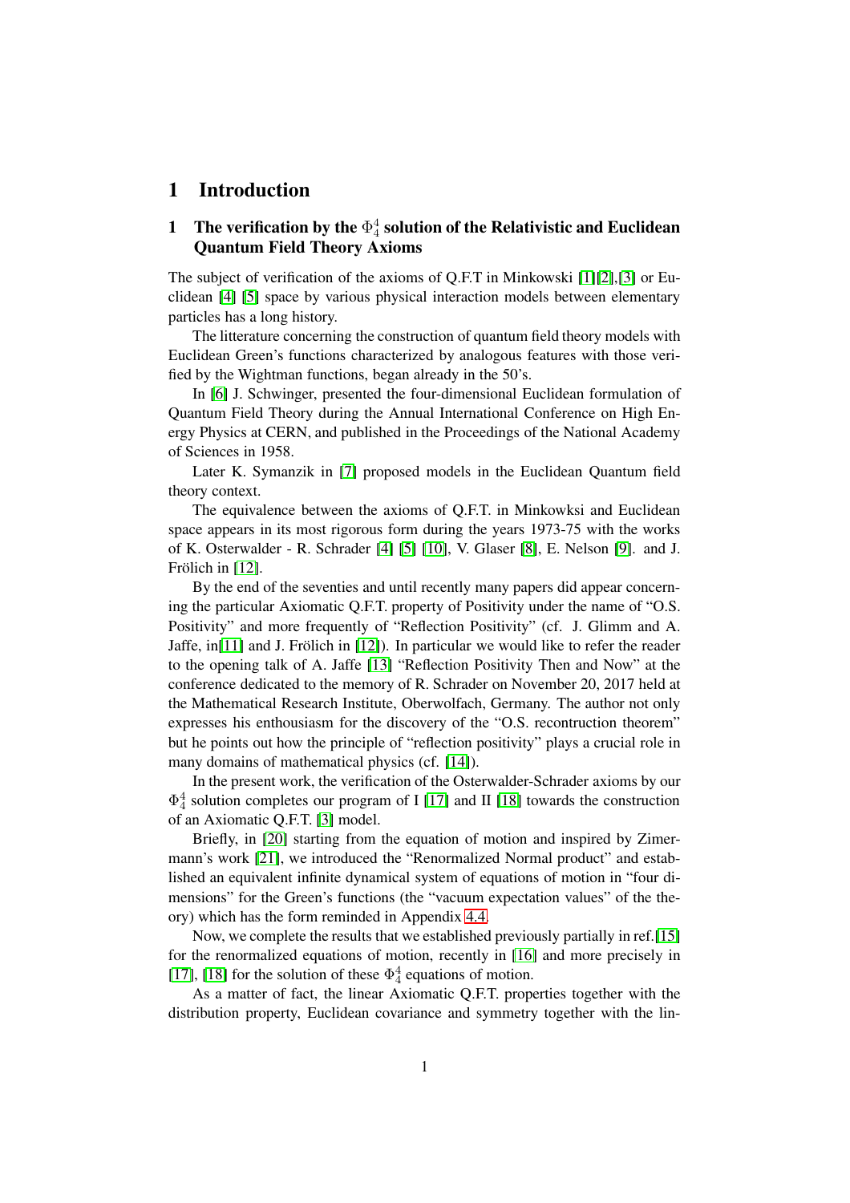# 1 Introduction

## 1 The verification by the $\Phi_4^4$ solution of the Relativistic and Euclidean Quantum Field Theory Axioms

The subject of verification of the axioms of Q.F.T in Minkowski [1][2],[3] or Euclidean [4] [5] space by various physical interaction models between elementary particles has a long history.

The litterature concerning the construction of quantum field theory models with Euclidean Green's functions characterized by analogous features with those verified by the Wightman functions, began already in the 50's.

In [6] J. Schwinger, presented the four-dimensional Euclidean formulation of Quantum Field Theory during the Annual International Conference on High Energy Physics at CERN, and published in the Proceedings of the National Academy of Sciences in 1958.

Later K. Symanzik in [7] proposed models in the Euclidean Quantum field theory context.

The equivalence between the axioms of Q.F.T. in Minkowksi and Euclidean space appears in its most rigorous form during the years 1973-75 with the works of K. Osterwalder - R. Schrader [4] [5] [10], V. Glaser [8], E. Nelson [9]. and J. Frölich in [12].

By the end of the seventies and until recently many papers did appear concerning the particular Axiomatic Q.F.T. property of Positivity under the name of "O.S. Positivity" and more frequently of "Reflection Positivity" (cf. J. Glimm and A. Jaffe, in[11] and J. Frölich in [12]). In particular we would like to refer the reader to the opening talk of A. Jaffe [13] "Reflection Positivity Then and Now" at the conference dedicated to the memory of R. Schrader on November 20, 2017 held at the Mathematical Research Institute, Oberwolfach, Germany. The author not only expresses his enthousiasm for the discovery of the "O.S. recontruction theorem" but he points out how the principle of "reflection positivity" plays a crucial role in many domains of mathematical physics (cf. [14]).

In the present work, the verification of the Osterwalder-Schrader axioms by our $\Phi_4^4$ solution completes our program of I [17] and II [18] towards the construction of an Axiomatic Q.F.T. [3] model.

Briefly, in [20] starting from the equation of motion and inspired by Zimermann's work [21], we introduced the "Renormalized Normal product" and established an equivalent infinite dynamical system of equations of motion in "four dimensions" for the Green's functions (the "vacuum expectation values" of the theory) which has the form reminded in Appendix 4.4.

Now, we complete the results that we established previously partially in ref.[15] for the renormalized equations of motion, recently in [16] and more precisely in [17], [18] for the solution of these $\Phi_4^4$ equations of motion.

As a matter of fact, the linear Axiomatic Q.F.T. properties together with the distribution property, Euclidean covariance and symmetry together with the lin-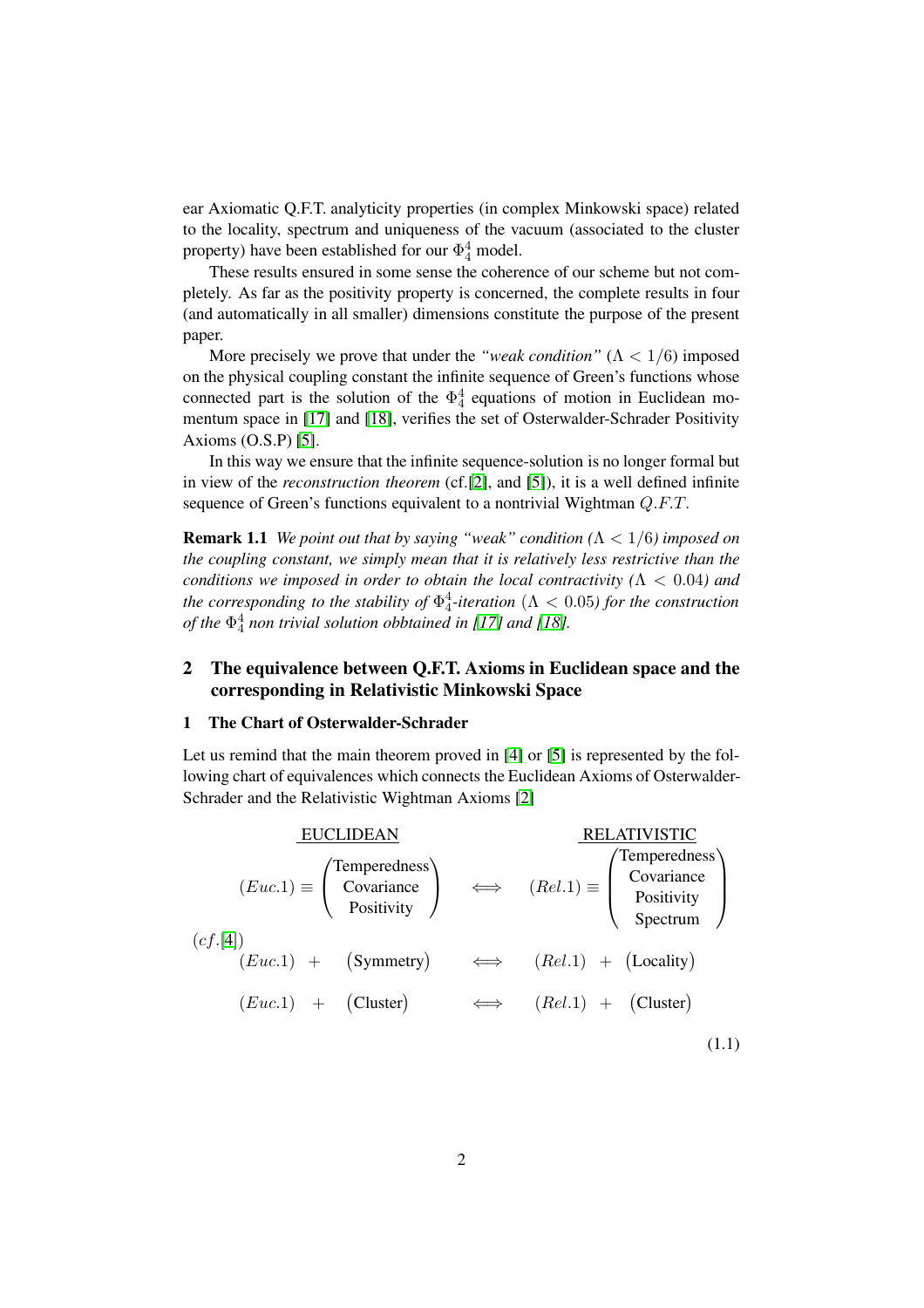ear Axiomatic Q.F.T. analyticity properties (in complex Minkowski space) related to the locality, spectrum and uniqueness of the vacuum (associated to the cluster property) have been established for our $\Phi_4^4$ model.

These results ensured in some sense the coherence of our scheme but not completely. As far as the positivity property is concerned, the complete results in four (and automatically in all smaller) dimensions constitute the purpose of the present paper.

More precisely we prove that under the *"weak condition"* ($\Lambda < 1/6$) imposed on the physical coupling constant the infinite sequence of Green's functions whose connected part is the solution of the $\Phi_4^4$ equations of motion in Euclidean momentum space in [17] and [18], verifies the set of Osterwalder-Schrader Positivity Axioms (O.S.P) [5].

In this way we ensure that the infinite sequence-solution is no longer formal but in view of the *reconstruction theorem* (cf.[2], and [5]), it is a well defined infinite sequence of Green's functions equivalent to a nontrivial Wightman $Q.F.T.$

**Remark 1.1** *We point out that by saying "weak" condition ($\Lambda < 1/6$) imposed on the coupling constant, we simply mean that it is relatively less restrictive than the conditions we imposed in order to obtain the local contractivity ($\Lambda < 0.04$) and the corresponding to the stability of $\Phi_4^4$-iteration ($\Lambda < 0.05$) for the construction of the $\Phi_4^4$ non trivial solution obbtained in [17] and [18].*

## 2 The equivalence between Q.F.T. Axioms in Euclidean space and the corresponding in Relativistic Minkowski Space

### 1 The Chart of Osterwalder-Schrader

Let us remind that the main theorem proved in [4] or [5] is represented by the following chart of equivalences which connects the Euclidean Axioms of Osterwalder-Schrader and the Relativistic Wightman Axioms [2]

$$
\begin{array}{lcl}
\underline{\text{EUCLIDEAN}} & & \underline{\text{RELATIVISTIC}} \\
(Euc.1) \equiv \begin{pmatrix} \text{Temperedness} \\ \text{Covariance} \\ \text{Positivity} \end{pmatrix} & \Longleftrightarrow & (Rel.1) \equiv \begin{pmatrix} \text{Temperedness} \\ \text{Covariance} \\ \text{Positivity} \\ \text{Spectrum} \end{pmatrix} \\
(cf.[4]) & & \\
(Euc.1) \ + \ \big(\text{Symmetry}\big) & \Longleftrightarrow & (Rel.1) \ + \ \big(\text{Locality}\big) \\
(Euc.1) \ + \ \big(\text{Cluster}\big) & \Longleftrightarrow & (Rel.1) \ + \ \big(\text{Cluster}\big)
\end{array}
\tag{1.1}
$$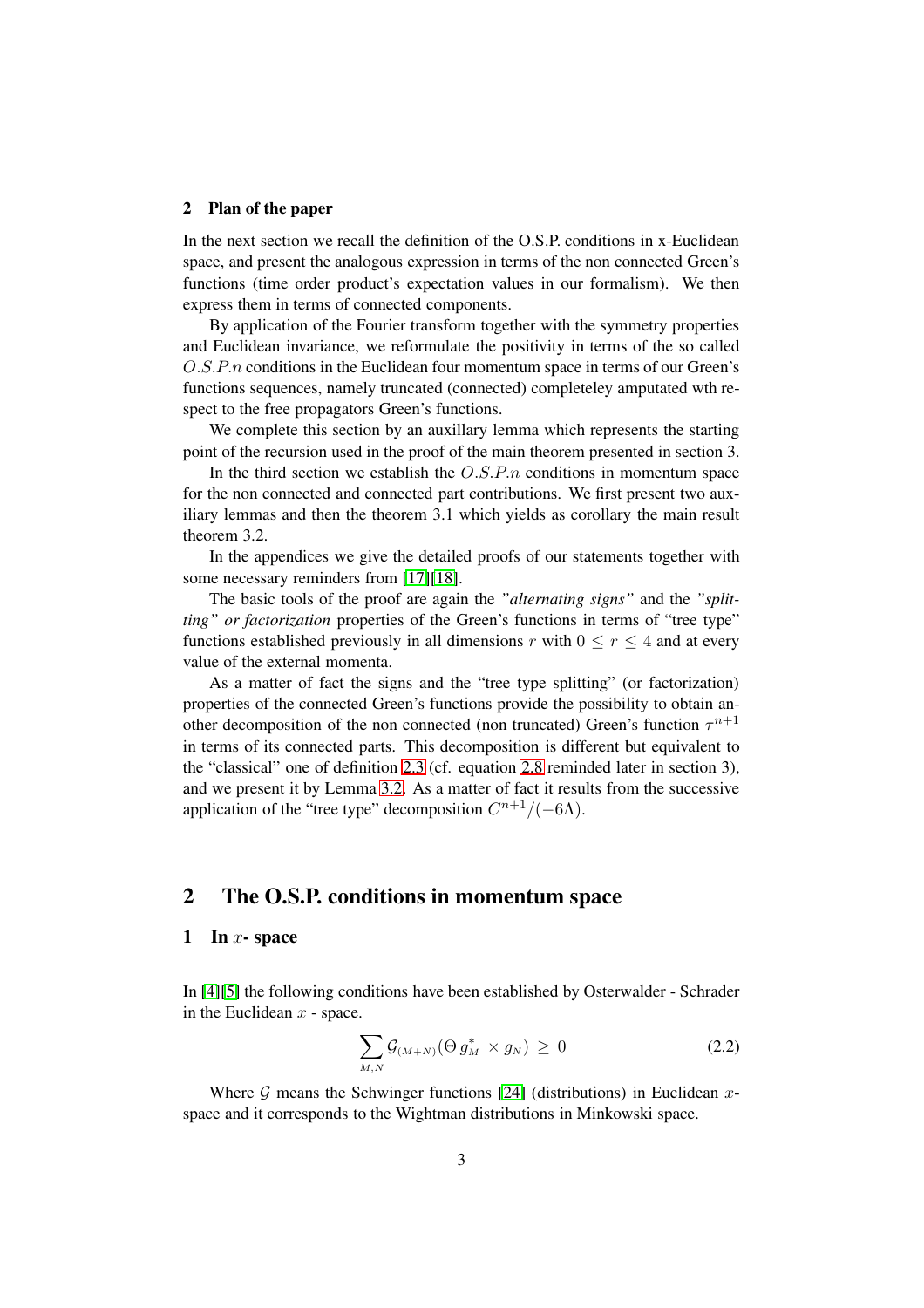## 2 Plan of the paper

In the next section we recall the definition of the O.S.P. conditions in x-Euclidean space, and present the analogous expression in terms of the non connected Green's functions (time order product's expectation values in our formalism). We then express them in terms of connected components.

By application of the Fourier transform together with the symmetry properties and Euclidean invariance, we reformulate the positivity in terms of the so called $O.S.P.n$ conditions in the Euclidean four momentum space in terms of our Green's functions sequences, namely truncated (connected) completeley amputated wth respect to the free propagators Green's functions.

We complete this section by an auxillary lemma which represents the starting point of the recursion used in the proof of the main theorem presented in section 3.

In the third section we establish the $O.S.P.n$ conditions in momentum space for the non connected and connected part contributions. We first present two auxiliary lemmas and then the theorem 3.1 which yields as corollary the main result theorem 3.2.

In the appendices we give the detailed proofs of our statements together with some necessary reminders from [17][18].

The basic tools of the proof are again the *"alternating signs"* and the *"splitting" or factorization* properties of the Green's functions in terms of "tree type" functions established previously in all dimensions $r$ with $0 \leq r \leq 4$ and at every value of the external momenta.

As a matter of fact the signs and the "tree type splitting" (or factorization) properties of the connected Green's functions provide the possibility to obtain another decomposition of the non connected (non truncated) Green's function $\tau^{n+1}$ in terms of its connected parts. This decomposition is different but equivalent to the "classical" one of definition 2.3 (cf. equation 2.8 reminded later in section 3), and we present it by Lemma 3.2. As a matter of fact it results from the successive application of the "tree type" decomposition $C^{n+1}/(-6\Lambda)$.

# 2 The O.S.P. conditions in momentum space

## 1 In $x$- space

In [4][5] the following conditions have been established by Osterwalder - Schrader in the Euclidean $x$ - space.

$$\sum_{M,N} \mathcal{G}_{(M+N)}(\Theta\, g^*_M \times g_N) \geq 0 \tag{2.2}$$

Where $\mathcal{G}$ means the Schwinger functions [24] (distributions) in Euclidean $x$-space and it corresponds to the Wightman distributions in Minkowski space.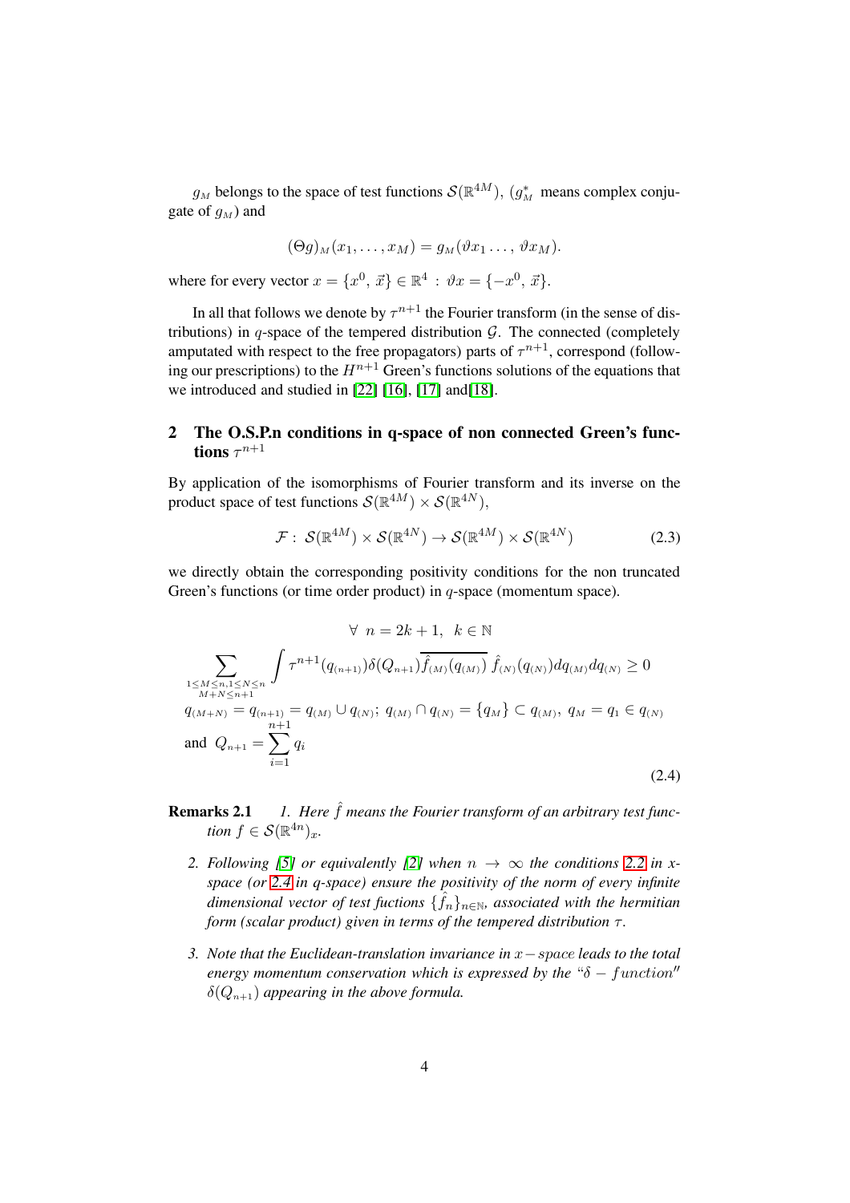$g_{_M}$ belongs to the space of test functions $\mathcal{S}(\mathbb{R}^{4M})$, ($g^*_{_M}$ means complex conjugate of $g_{_M}$) and

$$(\Theta g)_{_M}(x_1, \ldots, x_M) = g_{_M}(\vartheta x_1 \ldots, \vartheta x_M).$$

where for every vector $x = \{x^0, \vec{x}\} \in \mathbb{R}^4 : \vartheta x = \{-x^0, \vec{x}\}$.

In all that follows we denote by $\tau^{n+1}$ the Fourier transform (in the sense of distributions) in $q$-space of the tempered distribution $\mathcal{G}$. The connected (completely amputated with respect to the free propagators) parts of $\tau^{n+1}$, correspond (following our prescriptions) to the $H^{n+1}$ Green's functions solutions of the equations that we introduced and studied in [22] [16], [17] and[18].

## 2 The O.S.P.n conditions in q-space of non connected Green's functions $\tau^{n+1}$

By application of the isomorphisms of Fourier transform and its inverse on the product space of test functions $\mathcal{S}(\mathbb{R}^{4M}) \times \mathcal{S}(\mathbb{R}^{4N})$,

$$\mathcal{F} : \mathcal{S}(\mathbb{R}^{4M}) \times \mathcal{S}(\mathbb{R}^{4N}) \to \mathcal{S}(\mathbb{R}^{4M}) \times \mathcal{S}(\mathbb{R}^{4N}) \tag{2.3}$$

we directly obtain the corresponding positivity conditions for the non truncated Green's functions (or time order product) in $q$-space (momentum space).

$$\begin{aligned}
&\forall \ n = 2k+1, \ \ k \in \mathbb{N} \\
&\sum_{\substack{1 \le M \le n, 1 \le N \le n \\ M+N \le n+1}} \int \tau^{n+1}(q_{_{(n+1)}}) \delta(Q_{_{n+1}}) \overline{\hat{f}_{_{(M)}}(q_{_{(M)}})} \ \hat{f}_{_{(N)}}(q_{_{(N)}}) dq_{_{(M)}} dq_{_{(N)}} \ge 0 \\
&q_{_{(M+N)}} = q_{_{(n+1)}} = q_{_{(M)}} \cup q_{_{(N)}};\ q_{_{(M)}} \cap q_{_{(N)}} = \{q_{_M}\} \subset q_{_{(M)}},\ q_{_M} = q_1 \in q_{_{(N)}} \\
&\text{and} \ \ Q_{_{n+1}} = \sum_{i=1}^{n+1} q_i
\end{aligned} \tag{2.4}$$

**Remarks 2.1** 

1. *Here $\hat{f}$ means the Fourier transform of an arbitrary test function $f \in \mathcal{S}(\mathbb{R}^{4n})_x$.*

2. *Following [5] or equivalently [2] when $n \to \infty$ the conditions 2.2 in x-space (or 2.4 in q-space) ensure the positivity of the norm of every infinite dimensional vector of test fuctions $\{\hat{f}_n\}_{n \in \mathbb{N}}$, associated with the hermitian form (scalar product) given in terms of the tempered distribution $\tau$.*

3. *Note that the Euclidean-translation invariance in $x-space$ leads to the total energy momentum conservation which is expressed by the "$\delta - function$" $\delta(Q_{_{n+1}})$ appearing in the above formula.*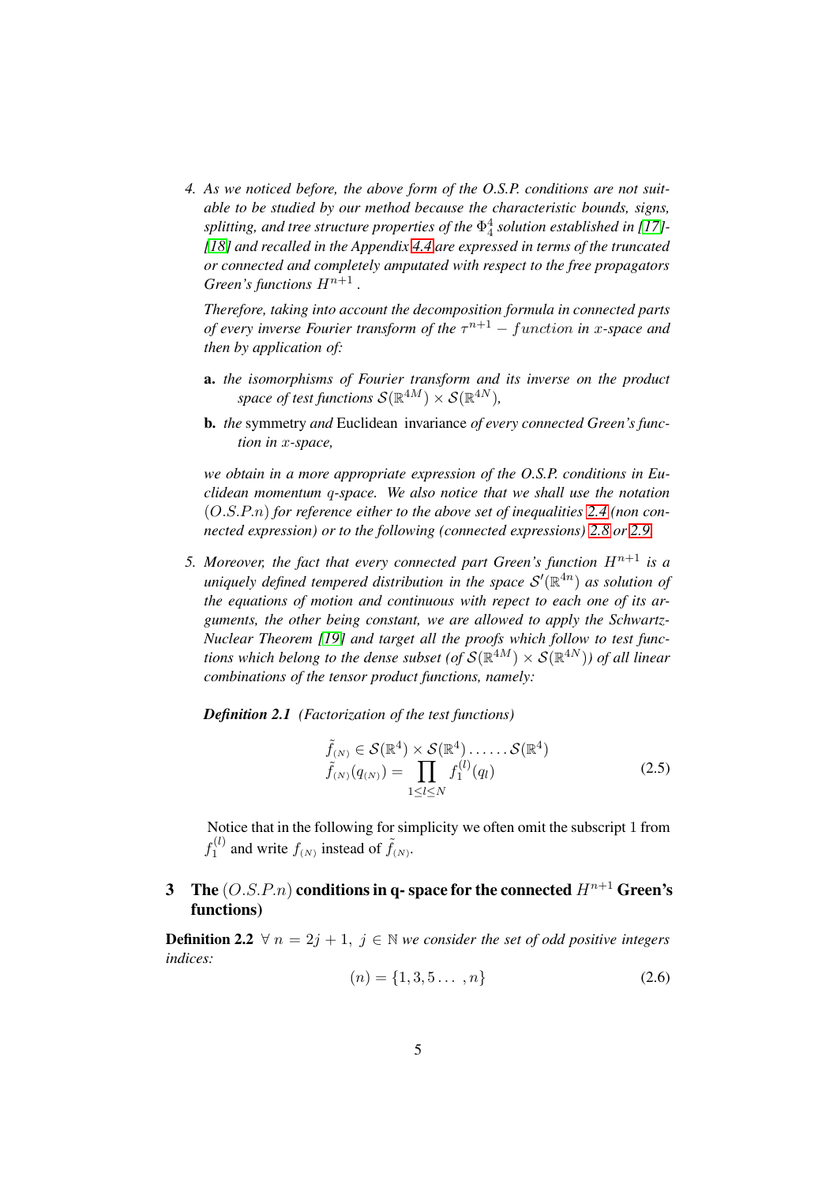4. *As we noticed before, the above form of the O.S.P. conditions are not suitable to be studied by our method because the characteristic bounds, signs, splitting, and tree structure properties of the $\Phi_4^4$ solution established in [17]-[18] and recalled in the Appendix 4.4 are expressed in terms of the truncated or connected and completely amputated with respect to the free propagators Green's functions $H^{n+1}$ .*

   *Therefore, taking into account the decomposition formula in connected parts of every inverse Fourier transform of the $\tau^{n+1} - function$ in $x$-space and then by application of:*

   **a.** *the isomorphisms of Fourier transform and its inverse on the product space of test functions $\mathcal{S}(\mathbb{R}^{4M}) \times \mathcal{S}(\mathbb{R}^{4N})$,*

   **b.** *the* symmetry *and* Euclidean invariance *of every connected Green's function in $x$-space,*

   *we obtain in a more appropriate expression of the O.S.P. conditions in Euclidean momentum $q$-space. We also notice that we shall use the notation $(O.S.P.n)$ for reference either to the above set of inequalities 2.4 (non connected expression) or to the following (connected expressions) 2.8 or 2.9.*

5. *Moreover, the fact that every connected part Green's function $H^{n+1}$ is a uniquely defined tempered distribution in the space $\mathcal{S}'(\mathbb{R}^{4n})$ as solution of the equations of motion and continuous with repect to each one of its arguments, the other being constant, we are allowed to apply the Schwartz-Nuclear Theorem [19] and target all the proofs which follow to test functions which belong to the dense subset (of $\mathcal{S}(\mathbb{R}^{4M}) \times \mathcal{S}(\mathbb{R}^{4N})$) of all linear combinations of the tensor product functions, namely:*

***Definition 2.1*** *(Factorization of the test functions)*

$$
\begin{aligned}
&\tilde{f}_{(N)} \in \mathcal{S}(\mathbb{R}^4) \times \mathcal{S}(\mathbb{R}^4) \ldots \ldots \mathcal{S}(\mathbb{R}^4) \\
&\tilde{f}_{(N)}(q_{(N)}) = \prod_{1 \le l \le N} f_1^{(l)}(q_l)
\end{aligned}
\tag{2.5}
$$

Notice that in the following for simplicity we often omit the subscript 1 from $f_1^{(l)}$ and write $f_{(N)}$ instead of $\tilde{f}_{(N)}$.

## 3 The $(O.S.P.n)$ conditions in q- space for the connected $H^{n+1}$ Green's functions)

**Definition 2.2** $\forall\ n = 2j+1,\ j \in \mathbb{N}$ *we consider the set of odd positive integers indices:*

$$
(n) = \{1, 3, 5 \ldots , n\} \tag{2.6}
$$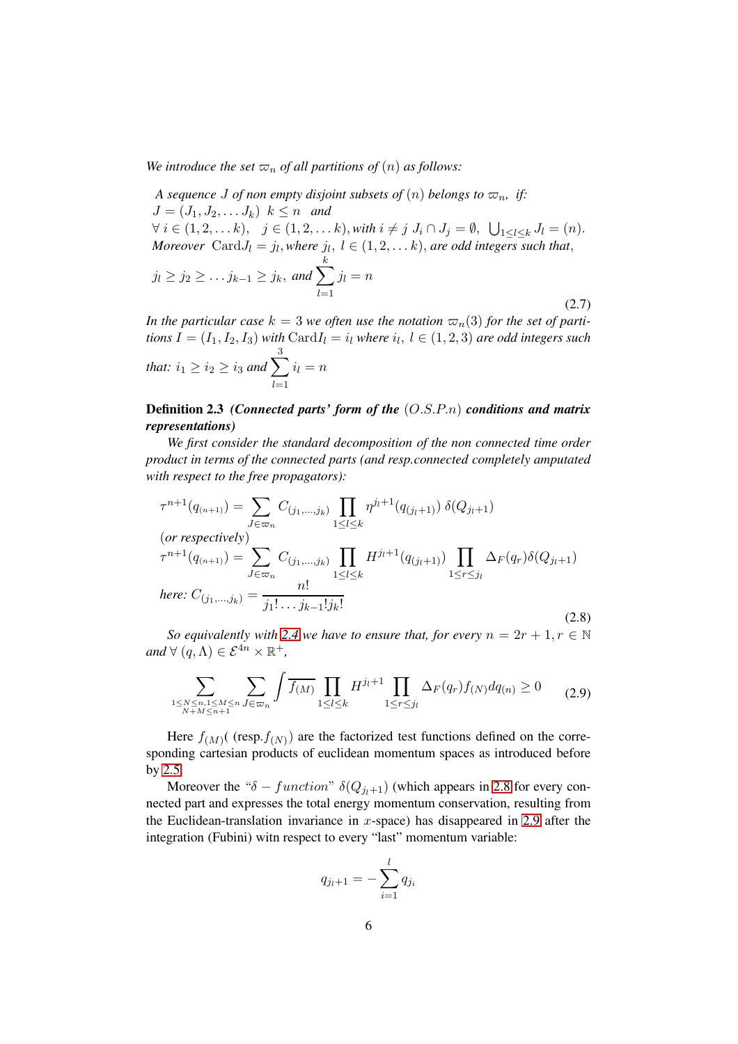*We introduce the set $\varpi_n$ of all partitions of $(n)$ as follows:*

*A sequence $J$ of non empty disjoint subsets of $(n)$ belongs to $\varpi_n$, if:*
$J = (J_1, J_2, \dots J_k)$ $k \leq n$ *and*
$\forall\ i \in (1, 2, \dots k),\quad j \in (1, 2, \dots k)$, *with* $i \neq j$ $J_i \cap J_j = \emptyset,\ \bigcup_{1 \leq l \leq k} J_l = (n)$.
*Moreover* $\mathrm{Card} J_l = j_l$, *where* $j_l,\ l \in (1, 2, \dots k)$, *are odd integers such that*,

$$j_l \geq j_2 \geq \dots j_{k-1} \geq j_k, \text{ and } \sum_{l=1}^{k} j_l = n \tag{2.7}$$

*In the particular case $k = 3$ we often use the notation $\varpi_n(3)$ for the set of partitions $I = (I_1, I_2, I_3)$ with $\mathrm{Card} I_l = i_l$ where $i_l,\ l \in (1, 2, 3)$ are odd integers such that: $i_1 \geq i_2 \geq i_3$ and $\displaystyle\sum_{l=1}^{3} i_l = n$*

**Definition 2.3** ***(Connected parts' form of the $(O.S.P.n)$ conditions and matrix representations)***

*We first consider the standard decomposition of the non connected time order product in terms of the connected parts (and resp.connected completely amputated with respect to the free propagators):*

$$\begin{aligned}
&\tau^{n+1}(q_{(n+1)}) = \sum_{J \in \varpi_n} C_{(j_1,\dots,j_k)} \prod_{1 \leq l \leq k} \eta^{j_l+1}(q_{(j_l+1)})\ \delta(Q_{j_l+1}) \\
&(\textit{or respectively}) \\
&\tau^{n+1}(q_{(n+1)}) = \sum_{J \in \varpi_n} C_{(j_1,\dots,j_k)} \prod_{1 \leq l \leq k} H^{j_l+1}(q_{(j_l+1)}) \prod_{1 \leq r \leq j_l} \Delta_F(q_r) \delta(Q_{j_l+1}) \\
&\textit{here: } C_{(j_1,\dots,j_k)} = \frac{n!}{j_1! \dots j_{k-1}! j_k!}
\end{aligned} \tag{2.8}$$

*So equivalently with 2.4 we have to ensure that, for every $n = 2r + 1, r \in \mathbb{N}$ and $\forall\ (q, \Lambda) \in \mathcal{E}^{4n} \times \mathbb{R}^+$,*

$$\sum_{\substack{1 \leq N \leq n, 1 \leq M \leq n \\ N+M \leq n+1}} \sum_{J \in \varpi_n} \int \overline{f_{(M)}} \prod_{1 \leq l \leq k} H^{j_l+1} \prod_{1 \leq r \leq j_l} \Delta_F(q_r) f_{(N)} dq_{(n)} \geq 0 \tag{2.9}$$

Here $f_{(M)}$( (resp.$f_{(N)}$) are the factorized test functions defined on the corresponding cartesian products of euclidean momentum spaces as introduced before by 2.5.

Moreover the "$\delta - function$" $\delta(Q_{j_l+1})$ (which appears in 2.8 for every connected part and expresses the total energy momentum conservation, resulting from the Euclidean-translation invariance in $x$-space) has disappeared in 2.9 after the integration (Fubini) witn respect to every "last" momentum variable:

$$q_{j_l+1} = -\sum_{i=1}^{l} q_{j_i}$$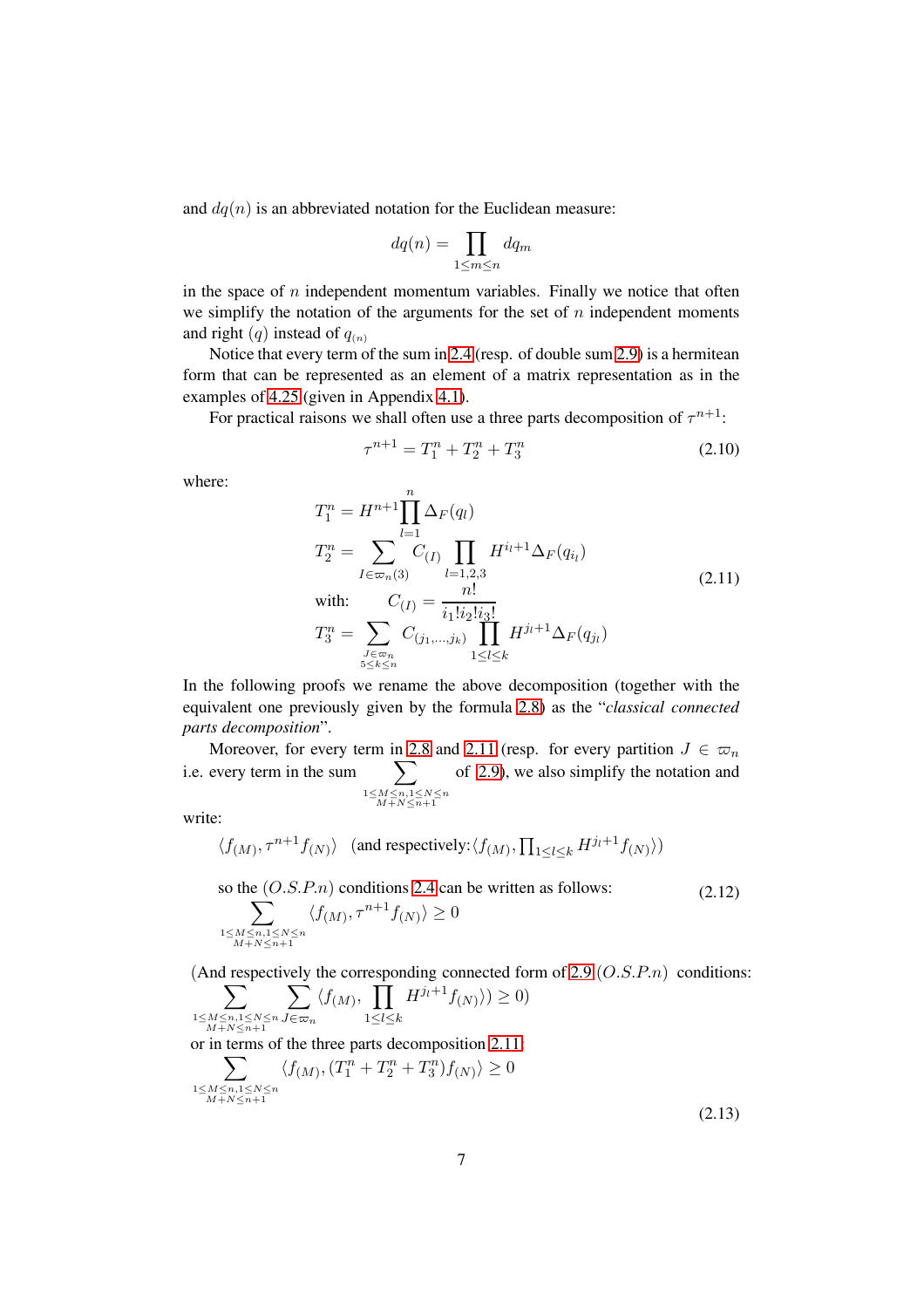and $dq(n)$ is an abbreviated notation for the Euclidean measure:

$$dq(n) = \prod_{1 \leq m \leq n} dq_m$$

in the space of $n$ independent momentum variables. Finally we notice that often we simplify the notation of the arguments for the set of $n$ independent moments and right $(q)$ instead of $q_{(n)}$

Notice that every term of the sum in 2.4 (resp. of double sum 2.9) is a hermitean form that can be represented as an element of a matrix representation as in the examples of 4.25 (given in Appendix 4.1).

For practical raisons we shall often use a three parts decomposition of $\tau^{n+1}$:

$$\tau^{n+1} = T_1^n + T_2^n + T_3^n \tag{2.10}$$

where:

$$\begin{aligned}
T_1^n &= H^{n+1} \prod_{l=1}^{n} \Delta_F(q_l) \\
T_2^n &= \sum_{I \in \varpi_n(3)} C_{(I)} \prod_{l=1,2,3} H^{i_l+1} \Delta_F(q_{i_l}) \\
\text{with:} \quad & C_{(I)} = \frac{n!}{i_1! i_2! i_3!} \\
T_3^n &= \sum_{\substack{J \in \varpi_n \\ 5 \leq k \leq n}} C_{(j_1,\dots,j_k)} \prod_{1 \leq l \leq k} H^{j_l+1} \Delta_F(q_{j_l})
\end{aligned} \tag{2.11}$$

In the following proofs we rename the above decomposition (together with the equivalent one previously given by the formula 2.8) as the "*classical connected parts decomposition*".

Moreover, for every term in 2.8 and 2.11 (resp. for every partition $J \in \varpi_n$ i.e. every term in the sum $\sum_{\substack{1 \leq M \leq n, 1 \leq N \leq n \\ M+N \leq n+1}}$ of 2.9), we also simplify the notation and write:

$$\langle f_{(M)}, \tau^{n+1} f_{(N)} \rangle \quad \text{(and respectively:} \langle f_{(M)}, \textstyle\prod_{1 \leq l \leq k} H^{j_l+1} f_{(N)} \rangle)$$

so the $(O.S.P.n)$ conditions 2.4 can be written as follows:

$$\sum_{\substack{1 \leq M \leq n, 1 \leq N \leq n \\ M+N \leq n+1}} \langle f_{(M)}, \tau^{n+1} f_{(N)} \rangle \geq 0 \tag{2.12}$$

(And respectively the corresponding connected form of 2.9 $(O.S.P.n)$ conditions:

$$\sum_{\substack{1 \leq M \leq n, 1 \leq N \leq n \\ M+N \leq n+1}} \sum_{J \in \varpi_n} \langle f_{(M)}, \prod_{1 \leq l \leq k} H^{j_l+1} f_{(N)} \rangle) \geq 0)$$

or in terms of the three parts decomposition 2.11:

$$\sum_{\substack{1 \leq M \leq n, 1 \leq N \leq n \\ M+N \leq n+1}} \langle f_{(M)}, (T_1^n + T_2^n + T_3^n) f_{(N)} \rangle \geq 0 \tag{2.13}$$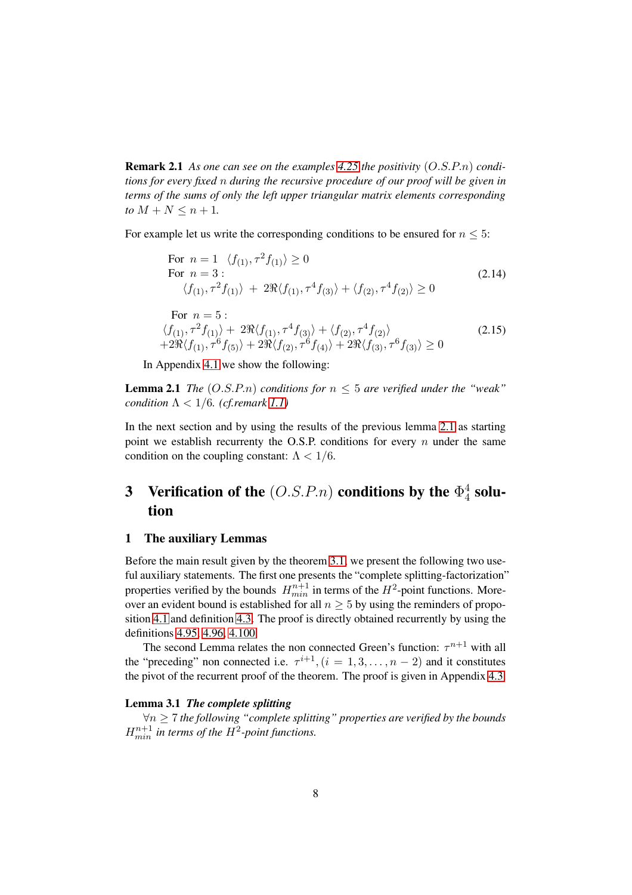**Remark 2.1** *As one can see on the examples 4.25 the positivity $(O.S.P.n)$ conditions for every fixed $n$ during the recursive procedure of our proof will be given in terms of the sums of only the left upper triangular matrix elements corresponding to $M + N \leq n + 1$.*

For example let us write the corresponding conditions to be ensured for $n \leq 5$:

$$
\begin{array}{l}
\text{For } \; n = 1 \;\; \langle f_{(1)}, \tau^2 f_{(1)} \rangle \geq 0 \\
\text{For } \; n = 3: \\
\quad \langle f_{(1)}, \tau^2 f_{(1)} \rangle \; + \; 2\Re \langle f_{(1)}, \tau^4 f_{(3)} \rangle + \langle f_{(2)}, \tau^4 f_{(2)} \rangle \geq 0
\end{array}
\tag{2.14}
$$

$$
\begin{array}{l}
\quad \text{For } \; n = 5: \\
\langle f_{(1)}, \tau^2 f_{(1)} \rangle + \; 2\Re \langle f_{(1)}, \tau^4 f_{(3)} \rangle + \langle f_{(2)}, \tau^4 f_{(2)} \rangle \\
+ 2\Re \langle f_{(1)}, \tau^6 f_{(5)} \rangle + 2\Re \langle f_{(2)}, \tau^6 f_{(4)} \rangle + 2\Re \langle f_{(3)}, \tau^6 f_{(3)} \rangle \geq 0
\end{array}
\tag{2.15}
$$

In Appendix 4.1 we show the following:

**Lemma 2.1** *The $(O.S.P.n)$ conditions for $n \leq 5$ are verified under the "weak" condition $\Lambda < 1/6$. (cf.remark 1.1)*

In the next section and by using the results of the previous lemma 2.1 as starting point we establish recurrenty the O.S.P. conditions for every $n$ under the same condition on the coupling constant: $\Lambda < 1/6$.

# 3 Verification of the $(O.S.P.n)$ conditions by the $\Phi_4^4$ solution

## 1 The auxiliary Lemmas

Before the main result given by the theorem 3.1, we present the following two useful auxiliary statements. The first one presents the "complete splitting-factorization" properties verified by the bounds $H_{min}^{n+1}$ in terms of the $H^2$-point functions. Moreover an evident bound is established for all $n \geq 5$ by using the reminders of proposition 4.1 and definition 4.3. The proof is directly obtained recurrently by using the definitions 4.95, 4.96, 4.100.

The second Lemma relates the non connected Green's function: $\tau^{n+1}$ with all the "preceding" non connected i.e. $\tau^{i+1}, (i = 1, 3, \ldots, n-2)$ and it constitutes the pivot of the recurrent proof of the theorem. The proof is given in Appendix 4.3.

**Lemma 3.1** ***The complete splitting***

*$\forall n \geq 7$ the following "complete splitting" properties are verified by the bounds $H_{min}^{n+1}$ in terms of the $H^2$-point functions.*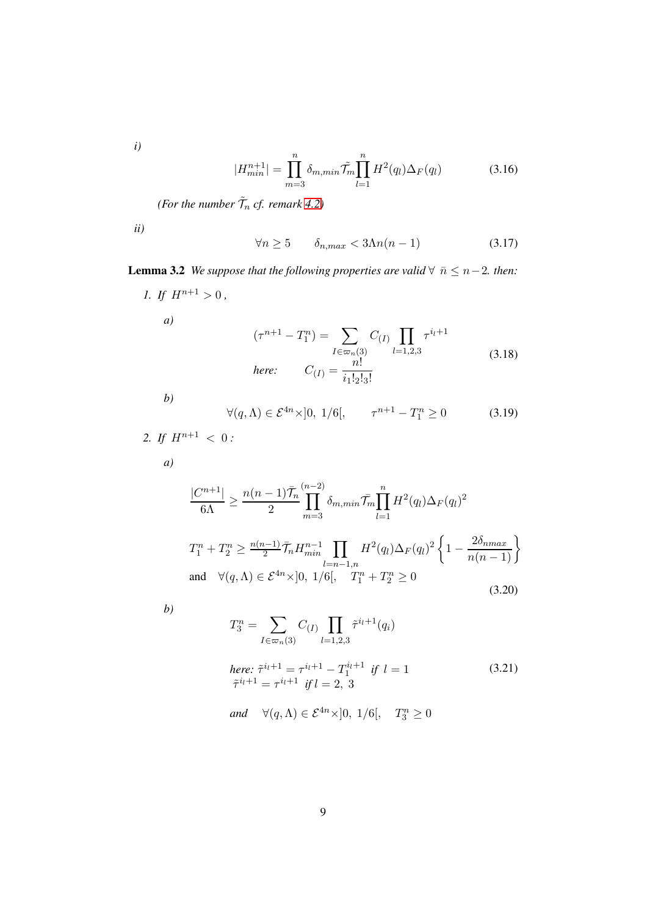*i)*

$$|H^{n+1}_{min}| = \prod_{m=3}^{n} \delta_{m,min} \tilde{\mathcal{T}}_m \prod_{l=1}^{n} H^2(q_l)\Delta_F(q_l) \tag{3.16}$$

*(For the number $\tilde{\mathcal{T}}_n$ cf. remark 4.2)*

*ii)*

$$\forall n \geq 5 \qquad \delta_{n,max} < 3\Lambda n(n-1) \tag{3.17}$$

**Lemma 3.2** *We suppose that the following properties are valid $\forall\ \bar{n} \leq n-2$. then:*

1. *If* $H^{n+1} > 0$ ,

   *a)*

$$\begin{aligned} (\tau^{n+1} - T_1^n) &= \sum_{I \in \varpi_n(3)} C_{(I)} \prod_{l=1,2,3} \tau^{i_l+1} \\ \textit{here:} \qquad C_{(I)} &= \frac{n!}{i_1!_2!_3!} \end{aligned} \tag{3.18}$$

   *b)*

$$\forall (q,\Lambda) \in \mathcal{E}^{4n} \times ]0,\ 1/6[, \qquad \tau^{n+1} - T_1^n \geq 0 \tag{3.19}$$

2. *If* $H^{n+1}\ <\ 0$ *:*

   *a)*

$$\begin{aligned} &\frac{|C^{n+1}|}{6\Lambda} \geq \frac{n(n-1)\bar{\mathcal{T}}_n}{2} \prod_{m=3}^{(n-2)} \delta_{m,min} \bar{\mathcal{T}_m} \prod_{l=1}^{n} H^2(q_l)\Delta_F(q_l)^2 \\ &T_1^n + T_2^n \geq \tfrac{n(n-1)}{2} \bar{\mathcal{T}}_n H^{n-1}_{min} \prod_{l=n-1,n} H^2(q_l)\Delta_F(q_l)^2 \left\{ 1 - \frac{2\delta_{nmax}}{n(n-1)} \right\} \\ &\text{and} \quad \forall (q,\Lambda) \in \mathcal{E}^{4n} \times ]0,\ 1/6[, \quad T_1^n + T_2^n \geq 0 \end{aligned} \tag{3.20}$$

   *b)*

$$\begin{aligned} &T_3^n = \sum_{I \in \varpi_n(3)} C_{(I)} \prod_{l=1,2,3} \tilde{\tau}^{i_l+1}(q_i) \\ &\textit{here: } \tilde{\tau}^{i_l+1} = \tau^{i_l+1} - T_1^{i_l+1} \textit{ if } l=1 \\ &\tilde{\tau}^{i_l+1} = \tau^{i_l+1} \textit{ if } l = 2,\ 3 \\ &\textit{and} \quad \forall (q,\Lambda) \in \mathcal{E}^{4n} \times ]0,\ 1/6[, \quad T_3^n \geq 0 \end{aligned} \tag{3.21}$$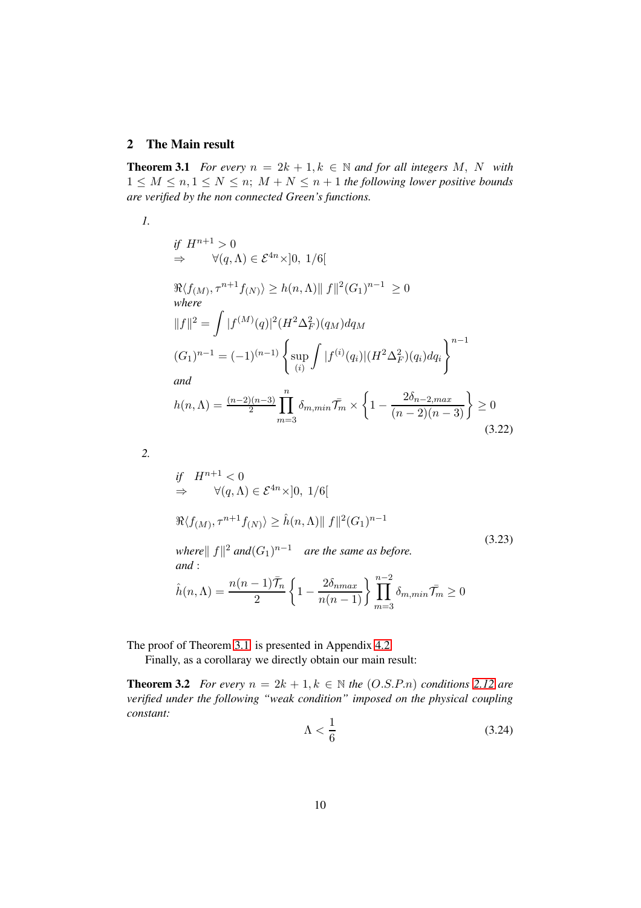## 2 The Main result

**Theorem 3.1** *For every $n = 2k+1, k \in \mathbb{N}$ and for all integers $M,\ N$ with $1 \leq M \leq n, 1 \leq N \leq n;\ M+N \leq n+1$ the following lower positive bounds are verified by the non connected Green's functions.*

*1.*

$$
\begin{aligned}
& \text{if } H^{n+1} > 0 \\
& \Rightarrow \qquad \forall (q,\Lambda) \in \mathcal{E}^{4n} \times ]0,\ 1/6[ \\
& \Re\langle f_{(M)}, \tau^{n+1} f_{(N)}\rangle \geq h(n,\Lambda) \|\ f\|^2 (G_1)^{n-1}\ \geq 0 \\
& \text{where} \\
& \|f\|^2 = \int |f^{(M)}(q)|^2 (H^2 \Delta_F^2)(q_M) dq_M \\
& (G_1)^{n-1} = (-1)^{(n-1)} \left\{ \sup_{(i)} \int |f^{(i)}(q_i)| (H^2 \Delta_F^2)(q_i) dq_i \right\}^{n-1} \\
& \text{and} \\
& h(n,\Lambda) = \tfrac{(n-2)(n-3)}{2} \prod_{m=3}^{n} \delta_{m,min} \bar{\mathcal{T}}_m \times \left\{ 1 - \frac{2\delta_{n-2,max}}{(n-2)(n-3)} \right\} \geq 0
\end{aligned}
\tag{3.22}
$$

*2.*

$$
\begin{aligned}
& \text{if} \quad H^{n+1} < 0 \\
& \Rightarrow \qquad \forall (q,\Lambda) \in \mathcal{E}^{4n} \times ]0,\ 1/6[ \\
& \Re\langle f_{(M)}, \tau^{n+1} f_{(N)}\rangle \geq \hat{h}(n,\Lambda) \|\ f\|^2 (G_1)^{n-1} \\
& \text{where} \|\ f\|^2 \text{ and} (G_1)^{n-1} \quad \text{are the same as before.} \\
& \text{and :} \\
& \hat{h}(n,\Lambda) = \frac{n(n-1)\bar{\mathcal{T}}_n}{2} \left\{ 1 - \frac{2\delta_{nmax}}{n(n-1)} \right\} \prod_{m=3}^{n-2} \delta_{m,min} \bar{\mathcal{T}}_m \geq 0
\end{aligned}
\tag{3.23}
$$

The proof of Theorem 3.1 is presented in Appendix 4.2

Finally, as a corollaray we directly obtain our main result:

**Theorem 3.2** *For every $n = 2k+1, k \in \mathbb{N}$ the $(O.S.P.n)$ conditions 2.12 are verified under the following "weak condition" imposed on the physical coupling constant:*

$$
\Lambda < \frac{1}{6} \tag{3.24}
$$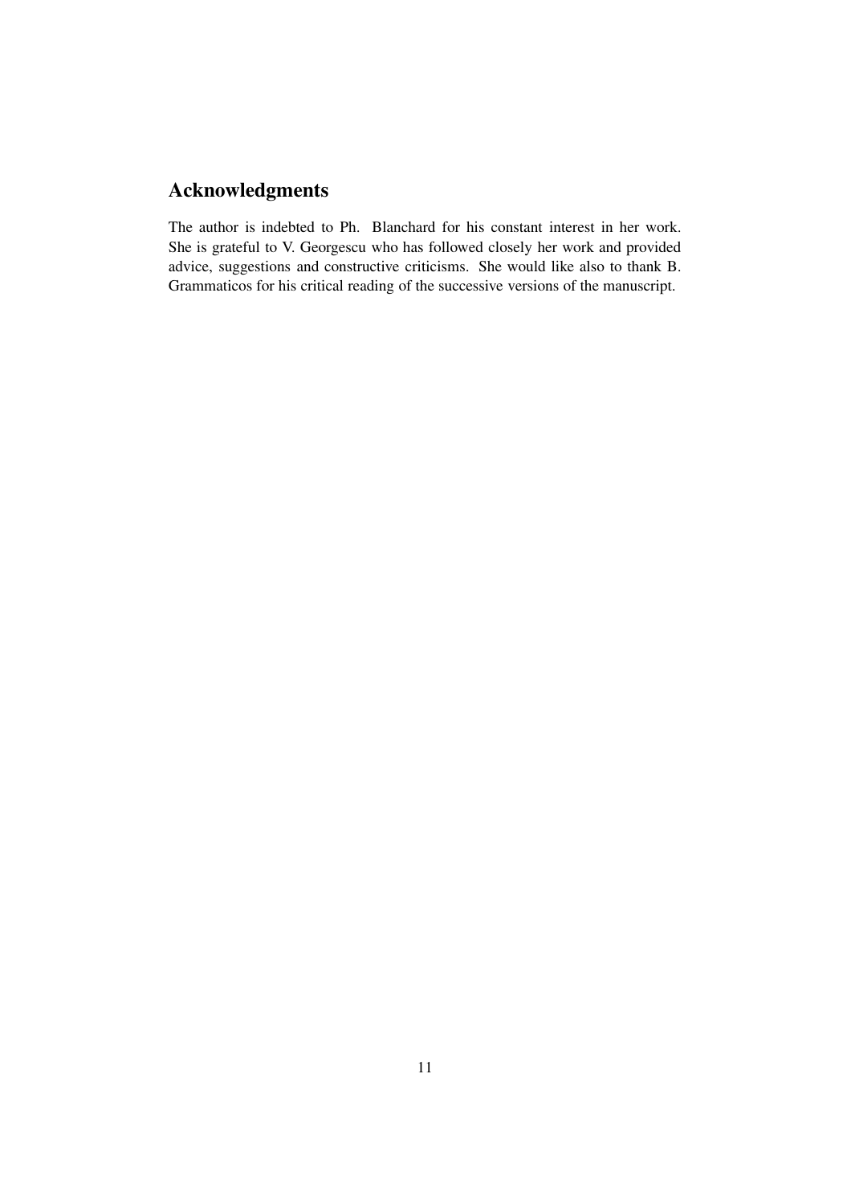## Acknowledgments

The author is indebted to Ph. Blanchard for his constant interest in her work. She is grateful to V. Georgescu who has followed closely her work and provided advice, suggestions and constructive criticisms. She would like also to thank B. Grammaticos for his critical reading of the successive versions of the manuscript.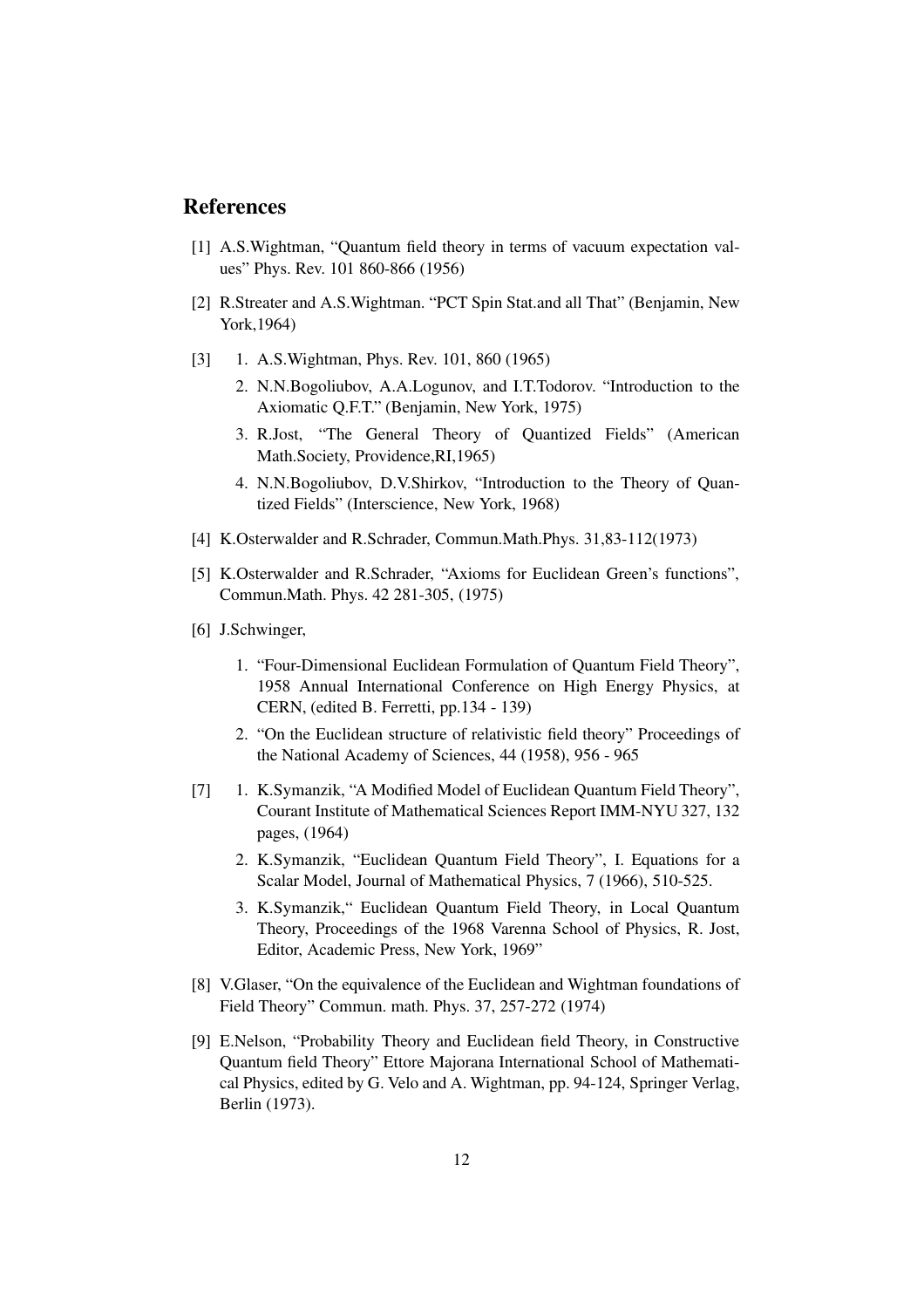## References

[1] A.S.Wightman, "Quantum field theory in terms of vacuum expectation values" Phys. Rev. 101 860-866 (1956)

[2] R.Streater and A.S.Wightman. "PCT Spin Stat.and all That" (Benjamin, New York,1964)

[3]
1. A.S.Wightman, Phys. Rev. 101, 860 (1965)
2. N.N.Bogoliubov, A.A.Logunov, and I.T.Todorov. "Introduction to the Axiomatic Q.F.T." (Benjamin, New York, 1975)
3. R.Jost, "The General Theory of Quantized Fields" (American Math.Society, Providence,RI,1965)
4. N.N.Bogoliubov, D.V.Shirkov, "Introduction to the Theory of Quantized Fields" (Interscience, New York, 1968)

[4] K.Osterwalder and R.Schrader, Commun.Math.Phys. 31,83-112(1973)

[5] K.Osterwalder and R.Schrader, "Axioms for Euclidean Green's functions", Commun.Math. Phys. 42 281-305, (1975)

[6] J.Schwinger,
1. "Four-Dimensional Euclidean Formulation of Quantum Field Theory", 1958 Annual International Conference on High Energy Physics, at CERN, (edited B. Ferretti, pp.134 - 139)
2. "On the Euclidean structure of relativistic field theory" Proceedings of the National Academy of Sciences, 44 (1958), 956 - 965

[7]
1. K.Symanzik, "A Modified Model of Euclidean Quantum Field Theory", Courant Institute of Mathematical Sciences Report IMM-NYU 327, 132 pages, (1964)
2. K.Symanzik, "Euclidean Quantum Field Theory", I. Equations for a Scalar Model, Journal of Mathematical Physics, 7 (1966), 510-525.
3. K.Symanzik," Euclidean Quantum Field Theory, in Local Quantum Theory, Proceedings of the 1968 Varenna School of Physics, R. Jost, Editor, Academic Press, New York, 1969"

[8] V.Glaser, "On the equivalence of the Euclidean and Wightman foundations of Field Theory" Commun. math. Phys. 37, 257-272 (1974)

[9] E.Nelson, "Probability Theory and Euclidean field Theory, in Constructive Quantum field Theory" Ettore Majorana International School of Mathematical Physics, edited by G. Velo and A. Wightman, pp. 94-124, Springer Verlag, Berlin (1973).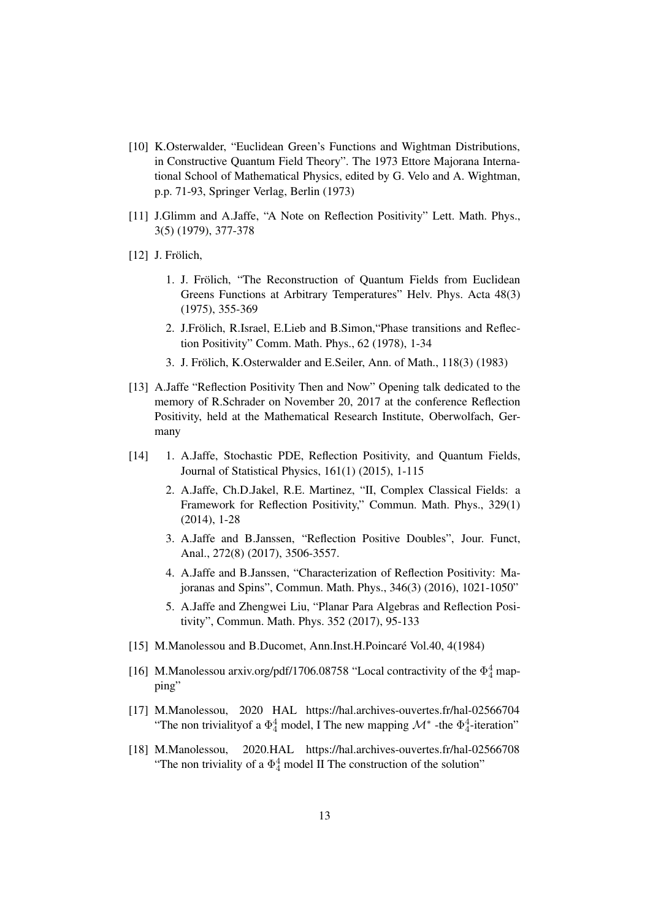- [10] K.Osterwalder, "Euclidean Green's Functions and Wightman Distributions, in Constructive Quantum Field Theory". The 1973 Ettore Majorana International School of Mathematical Physics, edited by G. Velo and A. Wightman, p.p. 71-93, Springer Verlag, Berlin (1973)

- [11] J.Glimm and A.Jaffe, "A Note on Reflection Positivity" Lett. Math. Phys., 3(5) (1979), 377-378

- [12] J. Frölich,

  1. J. Frölich, "The Reconstruction of Quantum Fields from Euclidean Greens Functions at Arbitrary Temperatures" Helv. Phys. Acta 48(3) (1975), 355-369
  2. J.Frölich, R.Israel, E.Lieb and B.Simon,"Phase transitions and Reflection Positivity" Comm. Math. Phys., 62 (1978), 1-34
  3. J. Frölich, K.Osterwalder and E.Seiler, Ann. of Math., 118(3) (1983)

- [13] A.Jaffe "Reflection Positivity Then and Now" Opening talk dedicated to the memory of R.Schrader on November 20, 2017 at the conference Reflection Positivity, held at the Mathematical Research Institute, Oberwolfach, Germany

- [14]
  1. A.Jaffe, Stochastic PDE, Reflection Positivity, and Quantum Fields, Journal of Statistical Physics, 161(1) (2015), 1-115
  2. A.Jaffe, Ch.D.Jakel, R.E. Martinez, "II, Complex Classical Fields: a Framework for Reflection Positivity," Commun. Math. Phys., 329(1) (2014), 1-28
  3. A.Jaffe and B.Janssen, "Reflection Positive Doubles", Jour. Funct, Anal., 272(8) (2017), 3506-3557.
  4. A.Jaffe and B.Janssen, "Characterization of Reflection Positivity: Majoranas and Spins", Commun. Math. Phys., 346(3) (2016), 1021-1050"
  5. A.Jaffe and Zhengwei Liu, "Planar Para Algebras and Reflection Positivity", Commun. Math. Phys. 352 (2017), 95-133

- [15] M.Manolessou and B.Ducomet, Ann.Inst.H.Poincaré Vol.40, 4(1984)

- [16] M.Manolessou arxiv.org/pdf/1706.08758 "Local contractivity of the $\Phi^4_4$ mapping"

- [17] M.Manolessou, 2020 HAL https://hal.archives-ouvertes.fr/hal-02566704 "The non trivialityof a $\Phi^4_4$ model, I The new mapping $\mathcal{M}^*$ -the $\Phi^4_4$-iteration"

- [18] M.Manolessou, 2020.HAL https://hal.archives-ouvertes.fr/hal-02566708 "The non triviality of a $\Phi^4_4$ model II The construction of the solution"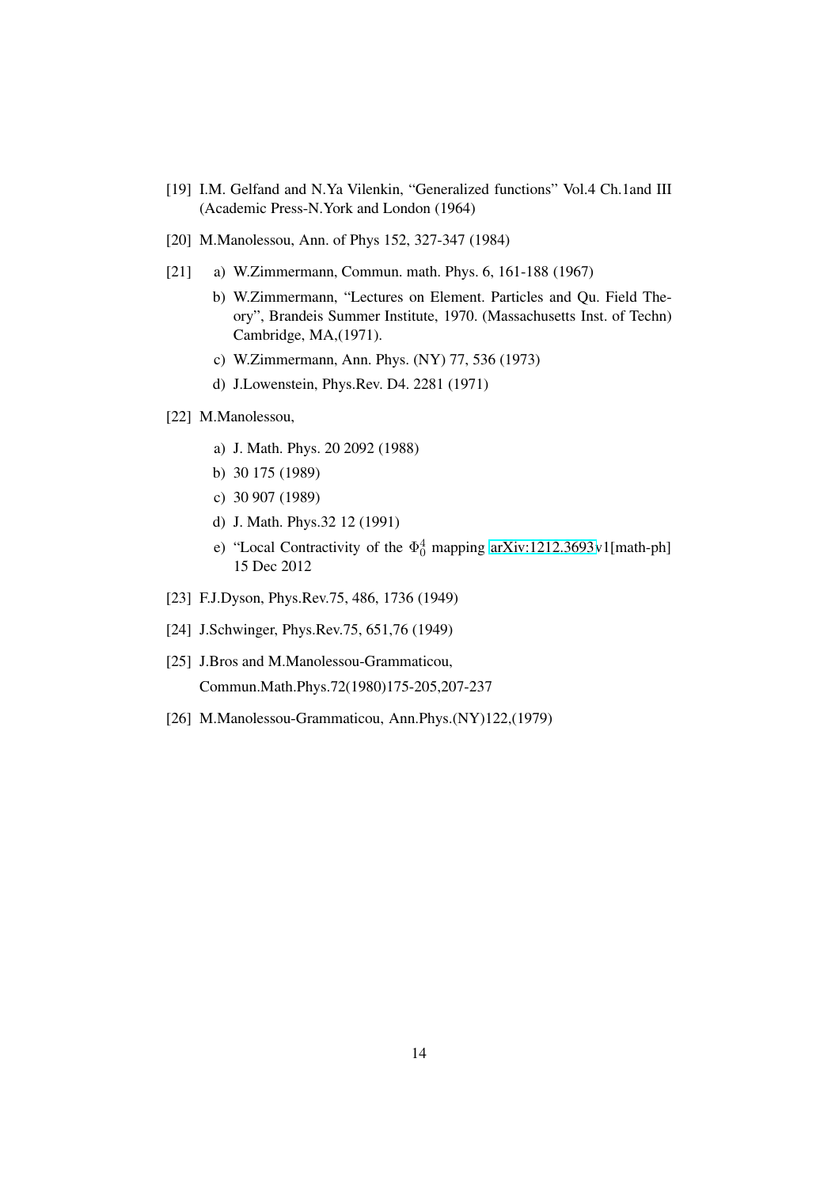[19] I.M. Gelfand and N.Ya Vilenkin, "Generalized functions" Vol.4 Ch.1and III (Academic Press-N.York and London (1964)

[20] M.Manolessou, Ann. of Phys 152, 327-347 (1984)

[21]
  a) W.Zimmermann, Commun. math. Phys. 6, 161-188 (1967)
  b) W.Zimmermann, "Lectures on Element. Particles and Qu. Field Theory", Brandeis Summer Institute, 1970. (Massachusetts Inst. of Techn) Cambridge, MA,(1971).
  c) W.Zimmermann, Ann. Phys. (NY) 77, 536 (1973)
  d) J.Lowenstein, Phys.Rev. D4. 2281 (1971)

[22] M.Manolessou,
  a) J. Math. Phys. 20 2092 (1988)
  b) 30 175 (1989)
  c) 30 907 (1989)
  d) J. Math. Phys.32 12 (1991)
  e) "Local Contractivity of the $\Phi_0^4$ mapping arXiv:1212.3693v1[math-ph] 15 Dec 2012

[23] F.J.Dyson, Phys.Rev.75, 486, 1736 (1949)

[24] J.Schwinger, Phys.Rev.75, 651,76 (1949)

[25] J.Bros and M.Manolessou-Grammaticou,
Commun.Math.Phys.72(1980)175-205,207-237

[26] M.Manolessou-Grammaticou, Ann.Phys.(NY)122,(1979)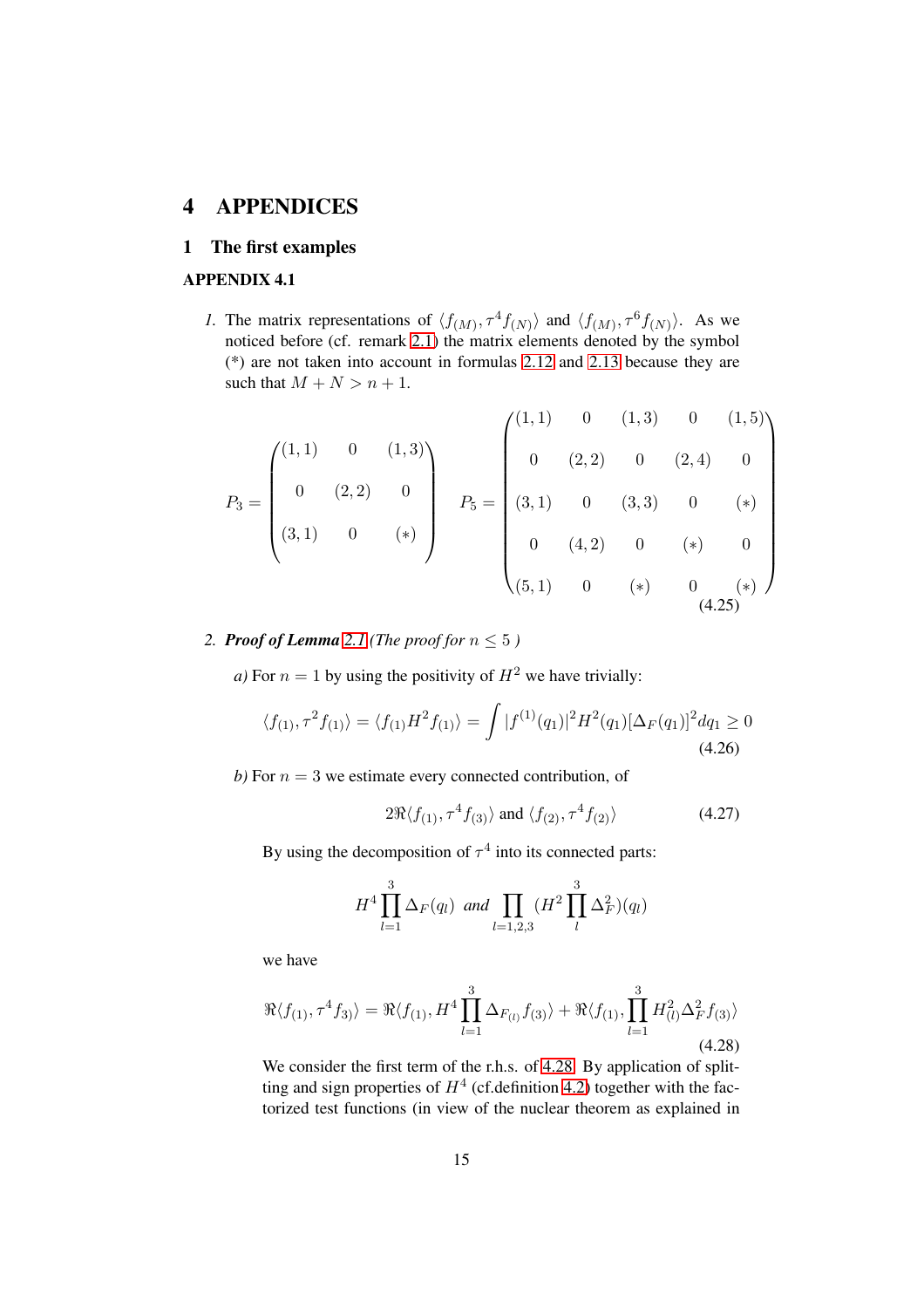# 4 APPENDICES

## 1 The first examples

### APPENDIX 4.1

*1.* The matrix representations of $\langle f_{(M)}, \tau^4 f_{(N)} \rangle$ and $\langle f_{(M)}, \tau^6 f_{(N)} \rangle$. As we noticed before (cf. remark 2.1) the matrix elements denoted by the symbol (*) are not taken into account in formulas 2.12 and 2.13 because they are such that $M + N > n + 1$.

$$P_3 = \begin{pmatrix} (1,1) & 0 & (1,3) \\ 0 & (2,2) & 0 \\ (3,1) & 0 & (*) \end{pmatrix} \quad P_5 = \begin{pmatrix} (1,1) & 0 & (1,3) & 0 & (1,5) \\ 0 & (2,2) & 0 & (2,4) & 0 \\ (3,1) & 0 & (3,3) & 0 & (*) \\ 0 & (4,2) & 0 & (*) & 0 \\ (5,1) & 0 & (*) & 0 & (*) \end{pmatrix} \tag{4.25}$$

*2.* ***Proof of Lemma 2.1*** *(The proof for $n \leq 5$ )*

*a)* For $n = 1$ by using the positivity of $H^2$ we have trivially:

$$\langle f_{(1)}, \tau^2 f_{(1)} \rangle = \langle f_{(1)} H^2 f_{(1)} \rangle = \int |f^{(1)}(q_1)|^2 H^2(q_1) [\Delta_F(q_1)]^2 dq_1 \geq 0 \tag{4.26}$$

*b)* For $n = 3$ we estimate every connected contribution, of

$$2\Re\langle f_{(1)}, \tau^4 f_{(3)} \rangle \text{ and } \langle f_{(2)}, \tau^4 f_{(2)} \rangle \tag{4.27}$$

By using the decomposition of $\tau^4$ into its connected parts:

$$H^4 \prod_{l=1}^{3} \Delta_F(q_l) \ \ and \ \prod_{l=1,2,3} (H^2 \prod_{l}^{3} \Delta_F^2)(q_l)$$

we have

$$\Re\langle f_{(1)}, \tau^4 f_{3)} \rangle = \Re\langle f_{(1)}, H^4 \prod_{l=1}^{3} \Delta_{F_{(l)}} f_{(3)} \rangle + \Re\langle f_{(1)}, \prod_{l=1}^{3} H_{(l)}^2 \Delta_F^2 f_{(3)} \rangle \tag{4.28}$$

We consider the first term of the r.h.s. of 4.28. By application of splitting and sign properties of $H^4$ (cf.definition 4.2) together with the factorized test functions (in view of the nuclear theorem as explained in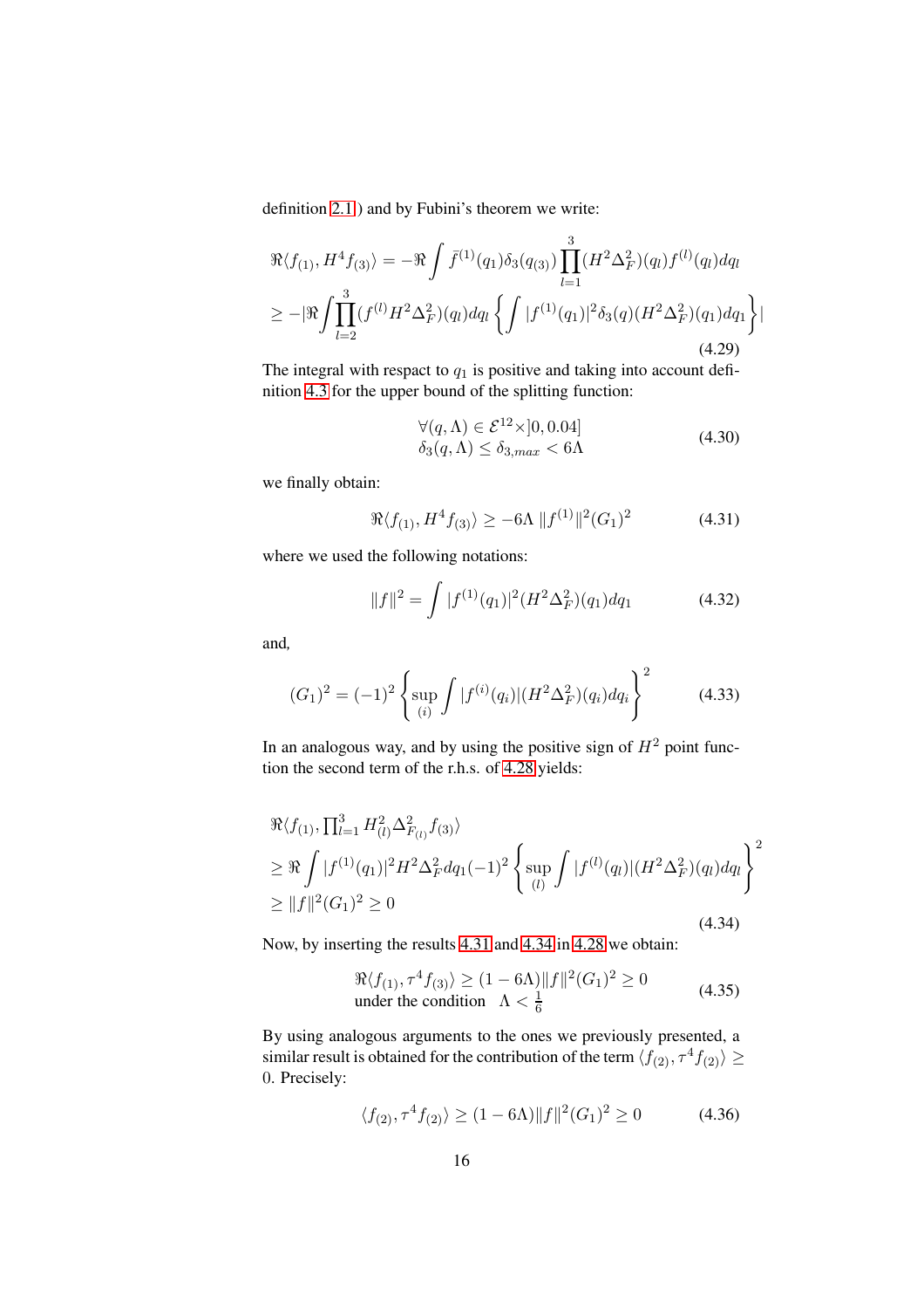definition 2.1) and by Fubini's theorem we write:

$$
\begin{aligned}
&\Re\langle f_{(1)}, H^4 f_{(3)}\rangle = -\Re\int \bar{f}^{(1)}(q_1)\delta_3(q_{(3)})\prod_{l=1}^{3}(H^2\Delta_F^2)(q_l)f^{(l)}(q_l)dq_l \\
&\geq -|\Re\int\prod_{l=2}^{3}(f^{(l)}H^2\Delta_F^2)(q_l)dq_l\left\{\int |f^{(1)}(q_1)|^2\delta_3(q)(H^2\Delta_F^2)(q_1)dq_1\right\}|
\end{aligned} \tag{4.29}
$$

The integral with respact to $q_1$ is positive and taking into account definition 4.3 for the upper bound of the splitting function:

$$
\begin{aligned}
&\forall (q,\Lambda)\in \mathcal{E}^{12}\times]0,0.04] \\
&\delta_3(q,\Lambda)\leq \delta_{3,max} < 6\Lambda
\end{aligned} \tag{4.30}
$$

we finally obtain:

$$
\Re\langle f_{(1)}, H^4 f_{(3)}\rangle \geq -6\Lambda\ \|f^{(1)}\|^2(G_1)^2 \tag{4.31}
$$

where we used the following notations:

$$
\|f\|^2 = \int |f^{(1)}(q_1)|^2(H^2\Delta_F^2)(q_1)dq_1 \tag{4.32}
$$

and,

$$
(G_1)^2 = (-1)^2\left\{\sup_{(i)}\int |f^{(i)}(q_i)|(H^2\Delta_F^2)(q_i)dq_i\right\}^2 \tag{4.33}
$$

In an analogous way, and by using the positive sign of $H^2$ point function the second term of the r.h.s. of 4.28 yields:

$$
\begin{aligned}
&\Re\langle f_{(1)}, \textstyle\prod_{l=1}^{3} H_{(l)}^2\Delta_{F_{(l)}}^2 f_{(3)}\rangle \\
&\geq \Re\int |f^{(1)}(q_1)|^2 H^2\Delta_F^2 dq_1(-1)^2\left\{\sup_{(l)}\int |f^{(l)}(q_l)|(H^2\Delta_F^2)(q_l)dq_l\right\}^2 \\
&\geq \|f\|^2(G_1)^2 \geq 0
\end{aligned} \tag{4.34}
$$

Now, by inserting the results 4.31 and 4.34 in 4.28 we obtain:

$$
\begin{aligned}
&\Re\langle f_{(1)}, \tau^4 f_{(3)}\rangle \geq (1-6\Lambda)\|f\|^2(G_1)^2 \geq 0 \\
&\text{under the condition}\quad \Lambda < \tfrac{1}{6}
\end{aligned} \tag{4.35}
$$

By using analogous arguments to the ones we previously presented, a similar result is obtained for the contribution of the term $\langle f_{(2)}, \tau^4 f_{(2)}\rangle \geq 0$. Precisely:

$$
\langle f_{(2)}, \tau^4 f_{(2)}\rangle \geq (1-6\Lambda)\|f\|^2(G_1)^2 \geq 0 \tag{4.36}
$$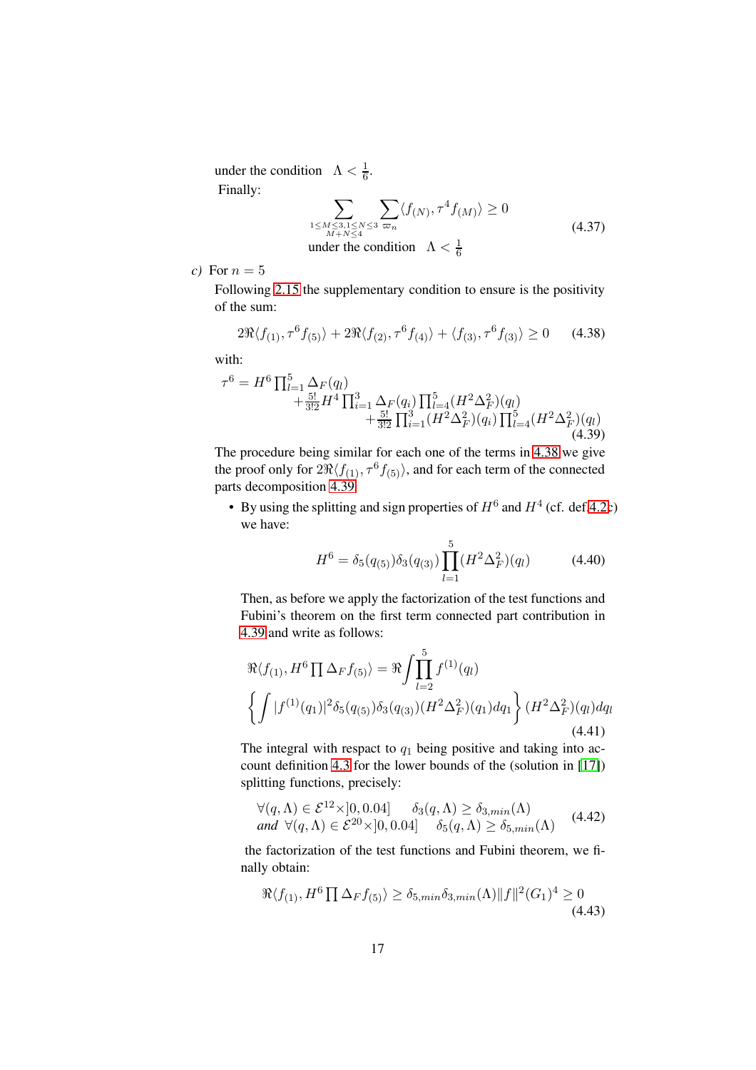under the condition $\Lambda < \frac{1}{6}$.

Finally:

$$\sum_{\substack{1\le M\le 3, 1\le N\le 3\\ M+N\le 4}} \sum_{\varpi_n} \langle f_{(N)}, \tau^4 f_{(M)}\rangle \geq 0 \quad \text{under the condition} \quad \Lambda < \frac{1}{6} \tag{4.37}$$

*c)* For $n = 5$

Following 2.15 the supplementary condition to ensure is the positivity of the sum:

$$2\Re\langle f_{(1)}, \tau^6 f_{(5)}\rangle + 2\Re\langle f_{(2)}, \tau^6 f_{(4)}\rangle + \langle f_{(3)}, \tau^6 f_{(3)}\rangle \geq 0 \tag{4.38}$$

with:

$$\begin{aligned}\tau^6 = H^6 \prod_{l=1}^{5} \Delta_F(q_l) &+ \frac{5!}{3!2} H^4 \prod_{i=1}^{3} \Delta_F(q_i) \prod_{l=4}^{5} (H^2\Delta_F^2)(q_l) \\ &+ \frac{5!}{3!2} \prod_{i=1}^{3} (H^2\Delta_F^2)(q_i) \prod_{l=4}^{5} (H^2\Delta_F^2)(q_l)\end{aligned} \tag{4.39}$$

The procedure being similar for each one of the terms in 4.38 we give the proof only for $2\Re\langle f_{(1)}, \tau^6 f_{(5)}\rangle$, and for each term of the connected parts decomposition 4.39.

- By using the splitting and sign properties of $H^6$ and $H^4$ (cf. def 4.2c) we have:

$$H^6 = \delta_5(q_{(5)})\delta_3(q_{(3)}) \prod_{l=1}^{5} (H^2\Delta_F^2)(q_l) \tag{4.40}$$

Then, as before we apply the factorization of the test functions and Fubini's theorem on the first term connected part contribution in 4.39 and write as follows:

$$\Re\langle f_{(1)}, H^6 \prod \Delta_F f_{(5)}\rangle = \Re \int \prod_{l=2}^{5} f^{(1)}(q_l) \left\{ \int |f^{(1)}(q_1)|^2 \delta_5(q_{(5)})\delta_3(q_{(3)})(H^2\Delta_F^2)(q_1)dq_1 \right\} (H^2\Delta_F^2)(q_l)dq_l \tag{4.41}$$

The integral with respect to $q_1$ being positive and taking into account definition 4.3 for the lower bounds of the (solution in [17]) splitting functions, precisely:

$$\begin{aligned}&\forall (q,\Lambda) \in \mathcal{E}^{12}\times ]0, 0.04] \qquad \delta_3(q,\Lambda) \geq \delta_{3,min}(\Lambda) \\ &\textit{and} \ \ \forall (q,\Lambda) \in \mathcal{E}^{20}\times ]0, 0.04] \qquad \delta_5(q,\Lambda) \geq \delta_{5,min}(\Lambda)\end{aligned} \tag{4.42}$$

the factorization of the test functions and Fubini theorem, we finally obtain:

$$\Re\langle f_{(1)}, H^6 \prod \Delta_F f_{(5)}\rangle \geq \delta_{5,min}\delta_{3,min}(\Lambda)\|f\|^2(G_1)^4 \geq 0 \tag{4.43}$$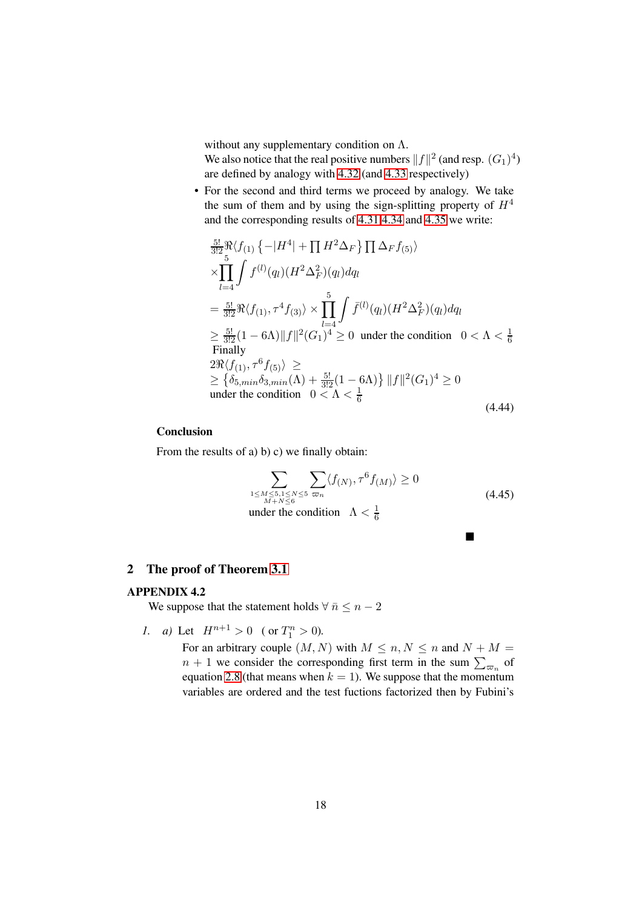without any supplementary condition on $\Lambda$.
We also notice that the real positive numbers $\|f\|^2$ (and resp. $(G_1)^4$) are defined by analogy with 4.32 (and 4.33 respectively)

- For the second and third terms we proceed by analogy. We take the sum of them and by using the sign-splitting property of $H^4$ and the corresponding results of 4.31 4.34 and 4.35 we write:

$$
\begin{aligned}
&\tfrac{5!}{3!2}\Re\langle f_{(1)}\left\{-|H^4| + \prod H^2\Delta_F\right\}\prod \Delta_F f_{(5)}\rangle \\
&\times\prod_{l=4}^{5}\int f^{(l)}(q_l)(H^2\Delta_F^2)(q_l)dq_l \\
&= \tfrac{5!}{3!2}\Re\langle f_{(1)},\tau^4 f_{(3)}\rangle \times \prod_{l=4}^{5}\int \bar{f}^{(l)}(q_l)(H^2\Delta_F^2)(q_l)dq_l \\
&\geq \tfrac{5!}{3!2}(1-6\Lambda)\|f\|^2(G_1)^4 \geq 0 \ \text{ under the condition } \ 0<\Lambda<\tfrac{1}{6} \\
&\text{Finally} \\
&2\Re\langle f_{(1)},\tau^6 f_{(5)}\rangle \ \geq \\
&\geq \left\{\delta_{5,min}\delta_{3,min}(\Lambda) + \tfrac{5!}{3!2}(1-6\Lambda)\right\}\|f\|^2(G_1)^4 \geq 0 \\
&\text{under the condition } \ 0<\Lambda<\tfrac{1}{6}
\end{aligned}
\tag{4.44}
$$

**Conclusion**

From the results of a) b) c) we finally obtain:

$$
\sum_{\substack{1\leq M\leq 5, 1\leq N\leq 5\\ M+N\leq 6}}\ \sum_{\varpi_n}\langle f_{(N)},\tau^6 f_{(M)}\rangle \geq 0
\qquad \text{under the condition } \ \Lambda<\tfrac{1}{6}
\tag{4.45}
$$

■

## 2 The proof of Theorem 3.1

### APPENDIX 4.2

We suppose that the statement holds $\forall\,\bar{n}\leq n-2$

1. *a)* Let $H^{n+1}>0$ ( or $T_1^n>0$).

   For an arbitrary couple $(M,N)$ with $M\leq n, N\leq n$ and $N+M=n+1$ we consider the corresponding first term in the sum $\sum_{\varpi_n}$ of equation 2.8 (that means when $k=1$). We suppose that the momentum variables are ordered and the test fuctions factorized then by Fubini's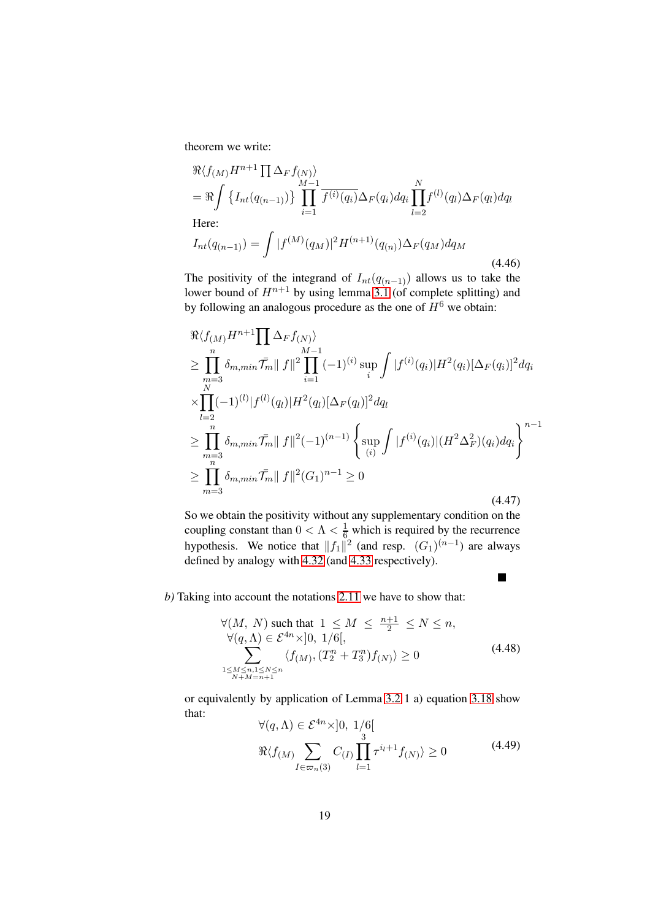theorem we write:

$$
\begin{aligned}
&\Re\langle f_{(M)} H^{n+1} \prod \Delta_F f_{(N)}\rangle \\
&= \Re\int \{I_{nt}(q_{(n-1)})\} \prod_{i=1}^{M-1} \overline{f^{(i)}(q_i)} \Delta_F(q_i) dq_i \prod_{l=2}^{N} f^{(l)}(q_l)\Delta_F(q_l) dq_l
\end{aligned}
$$

Here:

$$
I_{nt}(q_{(n-1)}) = \int |f^{(M)}(q_M)|^2 H^{(n+1)}(q_{(n)})\Delta_F(q_M) dq_M \tag{4.46}
$$

The positivity of the integrand of $I_{nt}(q_{(n-1)})$ allows us to take the lower bound of $H^{n+1}$ by using lemma 3.1 (of complete splitting) and by following an analogous procedure as the one of $H^6$ we obtain:

$$
\begin{aligned}
&\Re\langle f_{(M)} H^{n+1} \prod \Delta_F f_{(N)}\rangle \\
&\geq \prod_{m=3}^{n} \delta_{m,min} \bar{\mathcal{T}}_m \| f\|^2 \prod_{i=1}^{M-1} (-1)^{(i)} \sup_i \int |f^{(i)}(q_i)| H^2(q_i) [\Delta_F(q_i)]^2 dq_i \\
&\times \prod_{l=2}^{N} (-1)^{(l)} |f^{(l)}(q_l)| H^2(q_l)[\Delta_F(q_l)]^2 dq_l \\
&\geq \prod_{m=3}^{n} \delta_{m,min} \bar{\mathcal{T}}_m \| f\|^2 (-1)^{(n-1)} \left\{ \sup_{(i)} \int |f^{(i)}(q_i)| (H^2\Delta_F^2)(q_i) dq_i \right\}^{n-1} \\
&\geq \prod_{m=3}^{n} \delta_{m,min} \bar{\mathcal{T}}_m \| f\|^2 (G_1)^{n-1} \geq 0
\end{aligned} \tag{4.47}
$$

So we obtain the positivity without any supplementary condition on the coupling constant than $0 < \Lambda < \frac{1}{6}$ which is required by the recurrence hypothesis. We notice that $\|f_1\|^2$ (and resp. $(G_1)^{(n-1)}$) are always defined by analogy with 4.32 (and 4.33 respectively).

■

*b)* Taking into account the notations 2.11 we have to show that:

$$
\begin{aligned}
&\forall (M,\ N) \text{ such that } 1 \leq M \leq \tfrac{n+1}{2} \leq N \leq n, \\
&\forall (q, \Lambda) \in \mathcal{E}^{4n} \times ]0,\ 1/6[, \\
&\sum_{\substack{1 \leq M \leq n, 1 \leq N \leq n \\ N+M = n+1}} \langle f_{(M)}, (T_2^n + T_3^n) f_{(N)}\rangle \geq 0
\end{aligned} \tag{4.48}
$$

or equivalently by application of Lemma 3.2 1 a) equation 3.18 show that:

$$
\begin{aligned}
&\forall (q, \Lambda) \in \mathcal{E}^{4n} \times ]0,\ 1/6[ \\
&\Re\langle f_{(M)} \sum_{I \in \varpi_n(3)} C_{(I)} \prod_{l=1}^{3} \tau^{i_l+1} f_{(N)}\rangle \geq 0
\end{aligned} \tag{4.49}
$$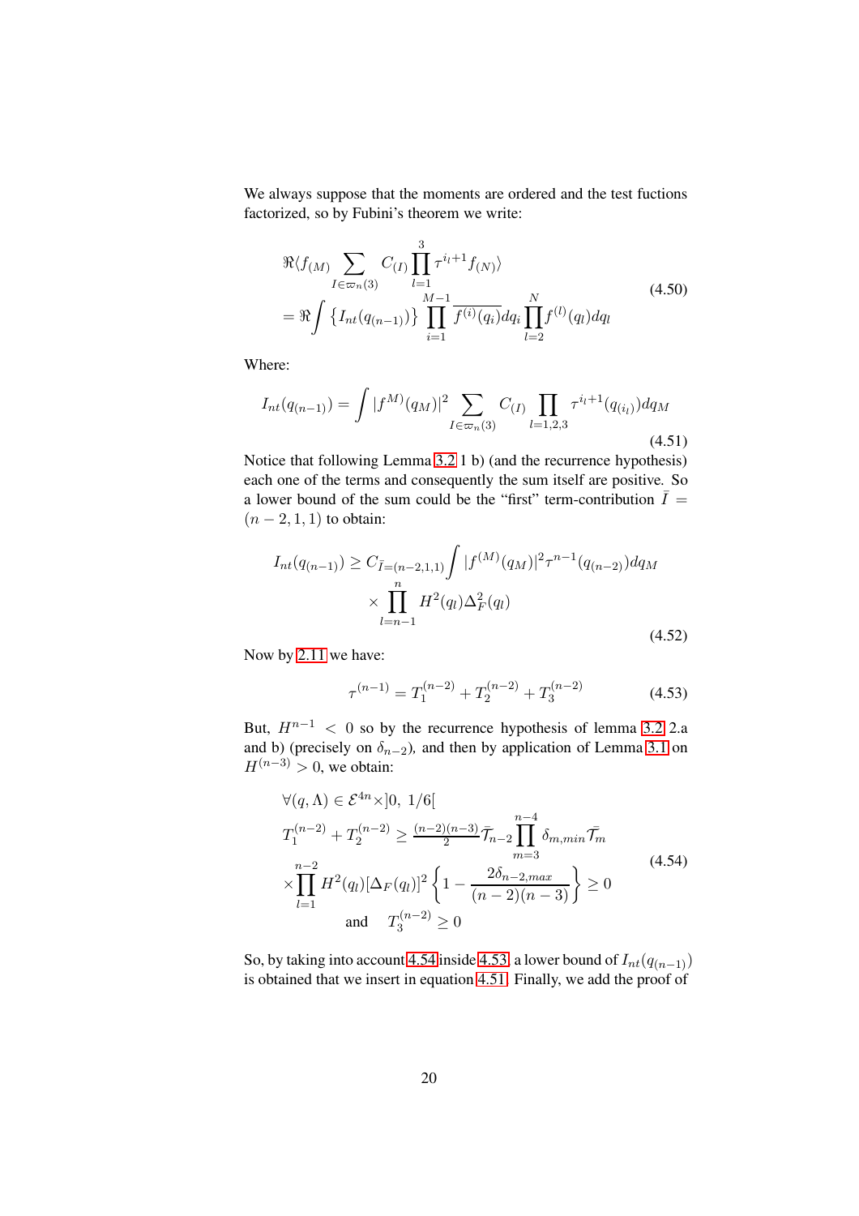We always suppose that the moments are ordered and the test fuctions factorized, so by Fubini's theorem we write:

$$
\begin{aligned}
&\Re\langle f_{(M)} \sum_{I\in\varpi_n(3)} C_{(I)} \prod_{l=1}^{3} \tau^{i_l+1} f_{(N)}\rangle \\
&= \Re\int \left\{I_{nt}(q_{(n-1)})\right\} \prod_{i=1}^{M-1} \overline{f^{(i)}(q_i)}dq_i \prod_{l=2}^{N} f^{(l)}(q_l)dq_l
\end{aligned}
\tag{4.50}
$$

Where:

$$
I_{nt}(q_{(n-1)}) = \int |f^{M)}(q_M)|^2 \sum_{I\in\varpi_n(3)} C_{(I)} \prod_{l=1,2,3} \tau^{i_l+1}(q_{(i_l)})dq_M \tag{4.51}
$$

Notice that following Lemma 3.2 1 b) (and the recurrence hypothesis) each one of the terms and consequently the sum itself are positive. So a lower bound of the sum could be the "first" term-contribution $\bar{I} = (n-2,1,1)$ to obtain:

$$
\begin{aligned}
I_{nt}(q_{(n-1)}) \geq C_{\bar{I}=(n-2,1,1)} &\int |f^{(M)}(q_M)|^2 \tau^{n-1}(q_{(n-2)})dq_M \\
&\times \prod_{l=n-1}^{n} H^2(q_l)\Delta_F^2(q_l)
\end{aligned}
\tag{4.52}
$$

Now by 2.11 we have:

$$
\tau^{(n-1)} = T_1^{(n-2)} + T_2^{(n-2)} + T_3^{(n-2)} \tag{4.53}
$$

But, $H^{n-1} < 0$ so by the recurrence hypothesis of lemma 3.2 2.a and b) (precisely on $\delta_{n-2}$), and then by application of Lemma 3.1 on $H^{(n-3)} > 0$, we obtain:

$$
\begin{aligned}
&\forall (q,\Lambda) \in \mathcal{E}^{4n} \times ]0,\ 1/6[ \\
&T_1^{(n-2)} + T_2^{(n-2)} \geq \tfrac{(n-2)(n-3)}{2} \bar{\mathcal{T}}_{n-2} \prod_{m=3}^{n-4} \delta_{m,min} \bar{\mathcal{T}}_m \\
&\times \prod_{l=1}^{n-2} H^2(q_l)[\Delta_F(q_l)]^2 \left\{1 - \frac{2\delta_{n-2,max}}{(n-2)(n-3)}\right\} \geq 0 \\
&\qquad\quad \text{and} \quad T_3^{(n-2)} \geq 0
\end{aligned}
\tag{4.54}
$$

So, by taking into account 4.54 inside 4.53 a lower bound of $I_{nt}(q_{(n-1)})$ is obtained that we insert in equation 4.51. Finally, we add the proof of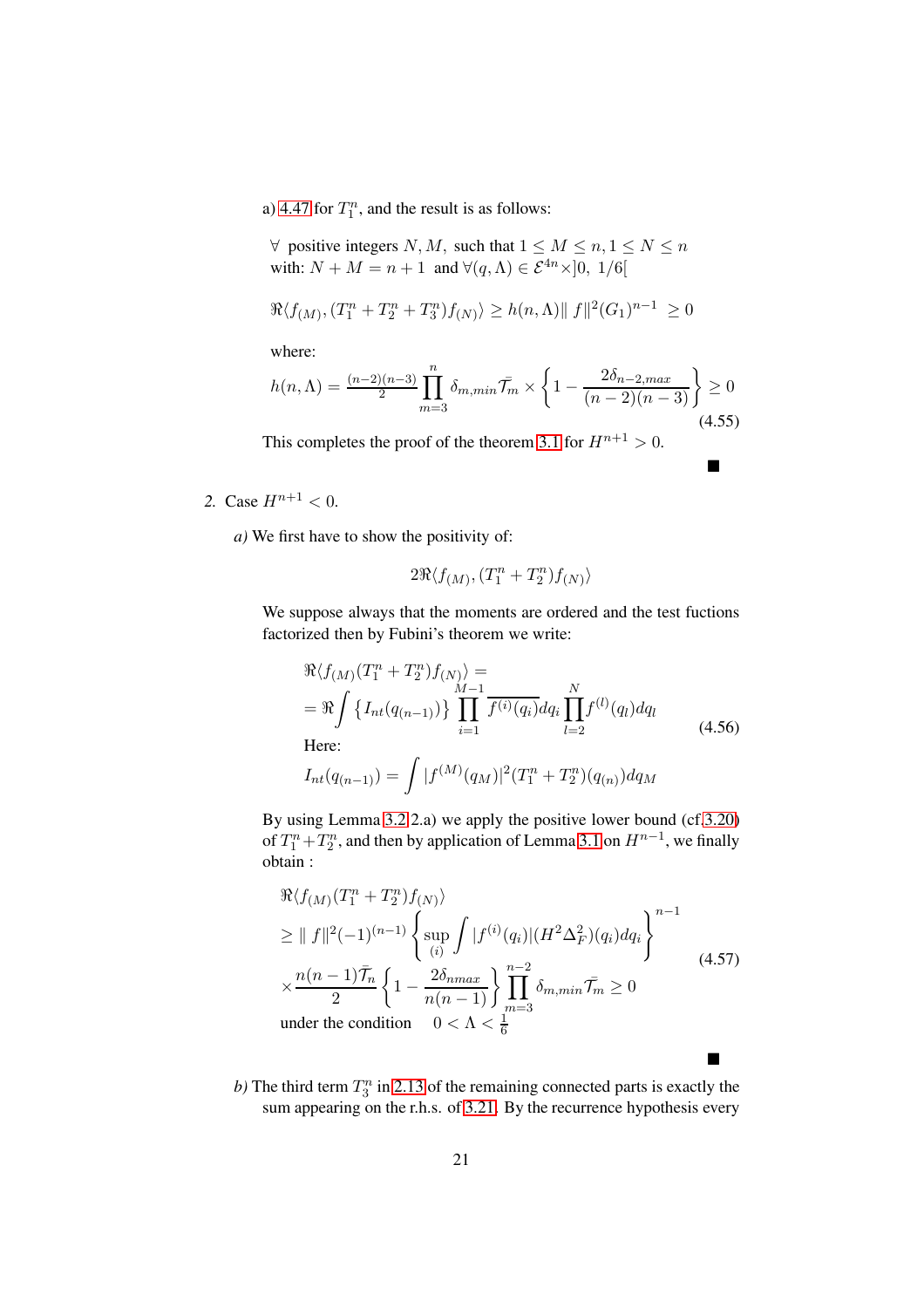a) 4.47 for $T_1^n$, and the result is as follows:

$\forall$ positive integers $N, M,$ such that $1 \leq M \leq n, 1 \leq N \leq n$ with: $N + M = n + 1$ and $\forall (q, \Lambda) \in \mathcal{E}^{4n} \times ]0,\ 1/6[$

$$
\Re\langle f_{(M)}, (T_1^n + T_2^n + T_3^n) f_{(N)}\rangle \geq h(n,\Lambda) \| f\|^2 (G_1)^{n-1} \ \geq 0
$$

where:

$$
h(n,\Lambda) = \tfrac{(n-2)(n-3)}{2} \prod_{m=3}^{n} \delta_{m,min} \bar{\mathcal{T}}_m \times \left\{ 1 - \frac{2\delta_{n-2,max}}{(n-2)(n-3)} \right\} \geq 0 \tag{4.55}
$$

This completes the proof of the theorem 3.1 for $H^{n+1} > 0$.

■

2. Case $H^{n+1} < 0$.

*a)* We first have to show the positivity of:

$$
2\Re\langle f_{(M)}, (T_1^n + T_2^n) f_{(N)}\rangle
$$

We suppose always that the moments are ordered and the test fuctions factorized then by Fubini's theorem we write:

$$
\begin{aligned}
&\Re\langle f_{(M)}(T_1^n + T_2^n) f_{(N)}\rangle = \\
&= \Re \int \left\{ I_{nt}(q_{(n-1)}) \right\} \prod_{i=1}^{M-1} \overline{f^{(i)}(q_i)} dq_i \prod_{l=2}^{N} f^{(l)}(q_l) dq_l
\end{aligned} \tag{4.56}
$$

Here:

$$
I_{nt}(q_{(n-1)}) = \int |f^{(M)}(q_M)|^2 (T_1^n + T_2^n)(q_{(n)}) dq_M
$$

By using Lemma 3.2 2.a) we apply the positive lower bound (cf.3.20) of $T_1^n + T_2^n$, and then by application of Lemma 3.1 on $H^{n-1}$, we finally obtain :

$$
\begin{aligned}
&\Re\langle f_{(M)}(T_1^n + T_2^n) f_{(N)}\rangle \\
&\geq \| f\|^2 (-1)^{(n-1)} \left\{ \sup_{(i)} \int |f^{(i)}(q_i)| (H^2 \Delta_F^2)(q_i) dq_i \right\}^{n-1} \\
&\times \frac{n(n-1)\bar{\mathcal{T}}_n}{2} \left\{ 1 - \frac{2\delta_{nmax}}{n(n-1)} \right\} \prod_{m=3}^{n-2} \delta_{m,min} \bar{\mathcal{T}}_m \geq 0
\end{aligned} \tag{4.57}
$$

under the condition $\quad 0 < \Lambda < \frac{1}{6}$

■

*b)* The third term $T_3^n$ in 2.13 of the remaining connected parts is exactly the sum appearing on the r.h.s. of 3.21. By the recurrence hypothesis every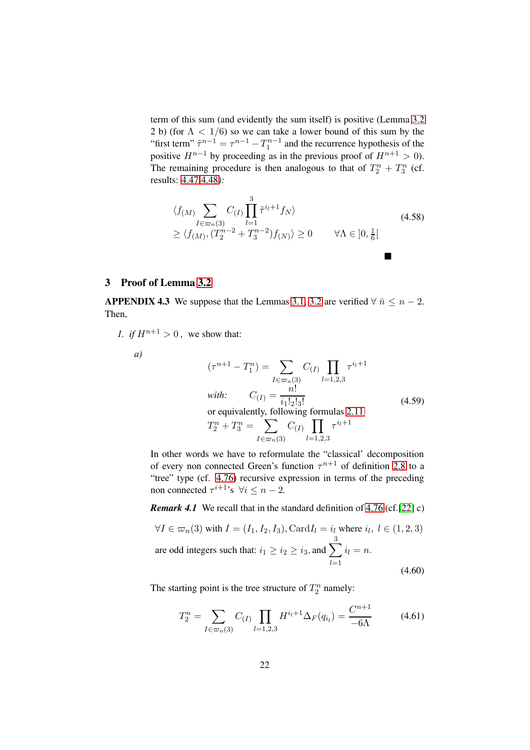term of this sum (and evidently the sum itself) is positive (Lemma 3.2 2 b) (for $\Lambda < 1/6$) so we can take a lower bound of this sum by the "first term" $\tilde{\tau}^{n-1} = \tau^{n-1} - T_1^{n-1}$ and the recurrence hypothesis of the positive $H^{n-1}$ by proceeding as in the previous proof of $H^{n+1} > 0$). The remaining procedure is then analogous to that of $T_2^n + T_3^n$ (cf. results: 4.47 4.48):

$$
\begin{aligned}
&\langle f_{(M)} \sum_{I \in \varpi_n(3)} C_{(I)} \prod_{l=1}^{3} \tilde{\tau}^{i_l+1} f_N \rangle \\
&\geq \langle f_{(M)}, (T_2^{n-2} + T_3^{n-2}) f_{(N)} \rangle \geq 0 \qquad \forall \Lambda \in ]0, \tfrac{1}{6}[
\end{aligned}
\tag{4.58}
$$

■

## 3 Proof of Lemma 3.2

**APPENDIX 4.3** We suppose that the Lemmas 3.1, 3.2 are verified $\forall\ \bar{n} \leq n-2$. Then,

1. *if* $H^{n+1} > 0$ *,* we show that:

   *a)*

$$
\begin{aligned}
&(\tau^{n+1} - T_1^n) = \sum_{I \in \varpi_n(3)} C_{(I)} \prod_{l=1,2,3} \tau^{i_l+1} \\
&\textit{with:} \quad C_{(I)} = \frac{n!}{i_1! _2! _3!} \\
&\text{or equivalently, following formulas 2.11} \\
&T_2^n + T_3^n = \sum_{I \in \varpi_n(3)} C_{(I)} \prod_{l=1,2,3} \tau^{i_l+1}
\end{aligned}
\tag{4.59}
$$

In other words we have to reformulate the "classical' decomposition of every non connected Green's function $\tau^{n+1}$ of definition 2.8 to a "tree" type (cf. 4.76) recursive expression in terms of the preceding non connected $\tau^{i+1}$'s $\forall i \leq n-2$.

***Remark 4.1*** We recall that in the standard definition of 4.76 (cf.[22] c)

$$
\begin{aligned}
&\forall I \in \varpi_n(3) \text{ with } I = (I_1, I_2, I_3), \text{Card} I_l = i_l \text{ where } i_l,\ l \in (1,2,3) \\
&\text{are odd integers such that: } i_1 \geq i_2 \geq i_3, \text{and } \sum_{l=1}^{3} i_l = n.
\end{aligned}
\tag{4.60}
$$

The starting point is the tree structure of $T_2^n$ namely:

$$
T_2^n = \sum_{I \in \varpi_n(3)} C_{(I)} \prod_{l=1,2,3} H^{i_l+1} \Delta_F(q_{i_l}) = \frac{C^{n+1}}{-6\Lambda} \tag{4.61}
$$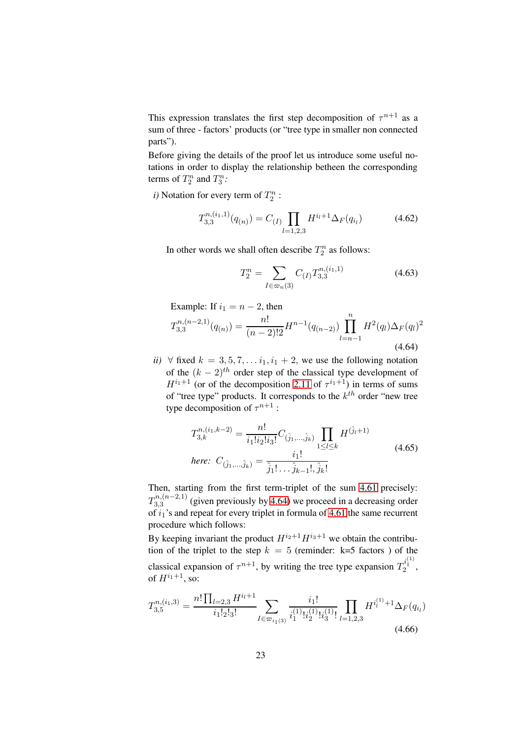This expression translates the first step decomposition of $\tau^{n+1}$ as a sum of three - factors' products (or "tree type in smaller non connected parts").

Before giving the details of the proof let us introduce some useful notations in order to display the relationship betheen the corresponding terms of $T_2^n$ and $T_3^n$:

*i)* Notation for every term of $T_2^n$ :

$$T_{3,3}^{n,(i_1,1)}(q_{(n)}) = C_{(I)} \prod_{l=1,2,3} H^{i_l+1} \Delta_F(q_{i_l}) \tag{4.62}$$

In other words we shall often describe $T_2^n$ as follows:

$$T_2^n = \sum_{I \in \varpi_n(3)} C_{(I)} T_{3,3}^{n,(i_1,1)} \tag{4.63}$$

Example: If $i_1 = n-2$, then

$$T_{3,3}^{n,(n-2,1)}(q_{(n)}) = \frac{n!}{(n-2)!2} H^{n-1}(q_{(n-2)}) \prod_{l=n-1}^{n} H^2(q_l) \Delta_F(q_l)^2 \tag{4.64}$$

*ii)* $\forall$ fixed $k = 3, 5, 7, \ldots i_1, i_1+2$, we use the following notation of the $(k-2)^{th}$ order step of the classical type development of $H^{i_1+1}$ (or of the decomposition 2.11 of $\tau^{i_1+1}$) in terms of sums of "tree type" products. It corresponds to the $k^{th}$ order "new tree type decomposition of $\tau^{n+1}$ :

$$\begin{aligned} T_{3,k}^{n,(i_1,k-2)} &= \frac{n!}{i_1! i_2! i_3!} C_{(\hat{j}_1,\ldots,\hat{j}_k)} \prod_{1 \le l \le k} H^{(\hat{j}_l+1)} \\ \textit{here: } C_{(\hat{j}_1,\ldots,\hat{j}_k)} &= \frac{i_1!}{\hat{j}_1! \ldots \hat{j}_{k-1}!, \hat{j}_k!} \end{aligned} \tag{4.65}$$

Then, starting from the first term-triplet of the sum 4.61 precisely: $T_{3,3}^{n,(n-2,1)}$ (given previously by 4.64) we proceed in a decreasing order of $i_1$'s and repeat for every triplet in formula of 4.61 the same recurrent procedure which follows:

By keeping invariant the product $H^{i_2+1}H^{i_3+1}$ we obtain the contribution of the triplet to the step $k = 5$ (reminder: k=5 factors ) of the classical expansion of $\tau^{n+1}$, by writing the tree type expansion $T_2^{i_1^{(1)}}$, of $H^{i_1+1}$, so:

$$T_{3,5}^{n,(i_1,3)} = \frac{n! \prod_{l=2,3} H^{i_l+1}}{i_1!_2!_3!} \sum_{I \in \varpi_{i_1(3)}} \frac{i_1!}{i_1^{(1)}! i_2^{(1)}! i_3^{(1)}!} \prod_{l=1,2,3} H^{i_l^{(1)}+1} \Delta_F(q_{i_l}) \tag{4.66}$$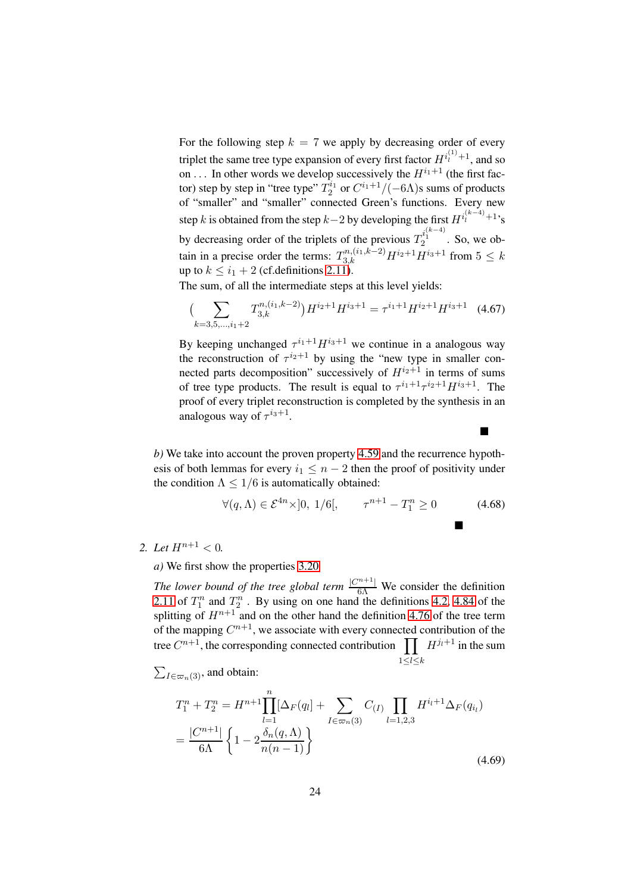For the following step $k = 7$ we apply by decreasing order of every triplet the same tree type expansion of every first factor $H^{i_l^{(1)}+1}$, and so on ... In other words we develop successively the $H^{i_1+1}$ (the first factor) step by step in "tree type" $T_2^{i_1}$ or $C^{i_1+1}/(-6\Lambda)$s sums of products of "smaller" and "smaller" connected Green's functions. Every new step $k$ is obtained from the step $k-2$ by developing the first $H^{i_l^{(k-4)}+1}$'s by decreasing order of the triplets of the previous $T_2^{i_1^{(k-4)}}$. So, we obtain in a precise order the terms: $T_{3,k}^{n,(i_1,k-2)} H^{i_2+1} H^{i_3+1}$ from $5 \leq k$ up to $k \leq i_1 + 2$ (cf.definitions 2.11).

The sum, of all the intermediate steps at this level yields:

$$\big( \sum_{k=3,5,\ldots,i_1+2} T_{3,k}^{n,(i_1,k-2)} \big) H^{i_2+1} H^{i_3+1} = \tau^{i_1+1} H^{i_2+1} H^{i_3+1} \quad (4.67)$$

By keeping unchanged $\tau^{i_1+1} H^{i_3+1}$ we continue in a analogous way the reconstruction of $\tau^{i_2+1}$ by using the "new type in smaller connected parts decomposition" successively of $H^{i_2+1}$ in terms of sums of tree type products. The result is equal to $\tau^{i_1+1}\tau^{i_2+1}H^{i_3+1}$. The proof of every triplet reconstruction is completed by the synthesis in an analogous way of $\tau^{i_3+1}$.

■

*b)* We take into account the proven property 4.59 and the recurrence hypothesis of both lemmas for every $i_1 \leq n-2$ then the proof of positivity under the condition $\Lambda \leq 1/6$ is automatically obtained:

$$\forall (q, \Lambda) \in \mathcal{E}^{4n} \times ]0,\ 1/6[, \qquad \tau^{n+1} - T_1^n \geq 0 \qquad (4.68)$$

■

2. *Let $H^{n+1} < 0$.*

   *a)* We first show the properties 3.20

   *The lower bound of the tree global term $\frac{|C^{n+1}|}{6\Lambda}$* We consider the definition 2.11 of $T_1^n$ and $T_2^n$ . By using on one hand the definitions 4.2, 4.84 of the splitting of $H^{n+1}$ and on the other hand the definition 4.76 of the tree term of the mapping $C^{n+1}$, we associate with every connected contribution of the tree $C^{n+1}$, the corresponding connected contribution $\prod_{1 \leq l \leq k} H^{j_l+1}$ in the sum $\sum_{I \in \varpi_n(3)}$, and obtain:

$$\begin{aligned} T_1^n + T_2^n &= H^{n+1} \prod_{l=1}^{n} [\Delta_F(q_l)] + \sum_{I \in \varpi_n(3)} C_{(I)} \prod_{l=1,2,3} H^{i_l+1} \Delta_F(q_{i_l}) \\ &= \frac{|C^{n+1}|}{6\Lambda} \left\{ 1 - 2\frac{\delta_n(q,\Lambda)}{n(n-1)} \right\} \end{aligned} \qquad (4.69)$$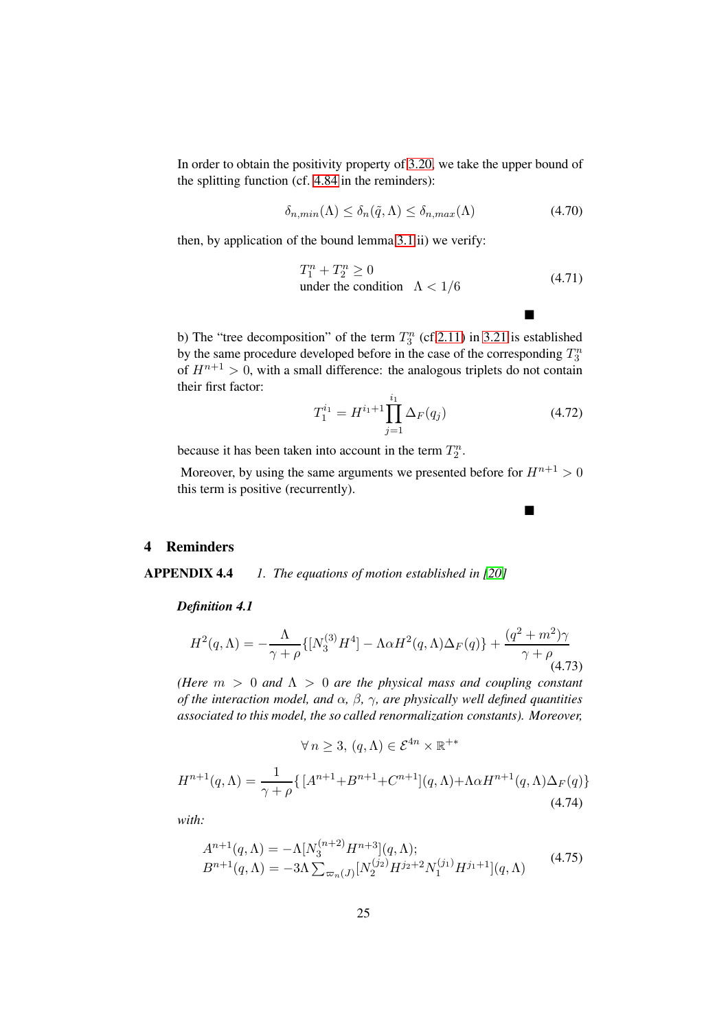In order to obtain the positivity property of 3.20, we take the upper bound of the splitting function (cf. 4.84 in the reminders):

$$\delta_{n,min}(\Lambda) \leq \delta_n(\tilde{q}, \Lambda) \leq \delta_{n,max}(\Lambda) \tag{4.70}$$

then, by application of the bound lemma 3.1 ii) we verify:

$$\begin{array}{l} T_1^n + T_2^n \geq 0 \\ \text{under the condition} \quad \Lambda < 1/6 \end{array} \tag{4.71}$$

■

b) The "tree decomposition" of the term $T_3^n$ (cf 2.11) in 3.21 is established by the same procedure developed before in the case of the corresponding $T_3^n$ of $H^{n+1} > 0$, with a small difference: the analogous triplets do not contain their first factor:

$$T_1^{i_1} = H^{i_1+1} \prod_{j=1}^{i_1} \Delta_F(q_j) \tag{4.72}$$

because it has been taken into account in the term $T_2^n$.

Moreover, by using the same arguments we presented before for $H^{n+1} > 0$ this term is positive (recurrently).

■

# 4 Reminders

**APPENDIX 4.4** *1. The equations of motion established in [20]*

***Definition 4.1***

$$H^2(q,\Lambda) = -\frac{\Lambda}{\gamma+\rho}\{[N_3^{(3)} H^4] - \Lambda\alpha H^2(q,\Lambda)\Delta_F(q)\} + \frac{(q^2+m^2)\gamma}{\gamma+\rho} \tag{4.73}$$

*(Here $m > 0$ and $\Lambda > 0$ are the physical mass and coupling constant of the interaction model, and $\alpha$, $\beta$, $\gamma$, are physically well defined quantities associated to this model, the so called renormalization constants). Moreover,*

$$\forall\, n \geq 3,\ (q,\Lambda) \in \mathcal{E}^{4n} \times \mathbb{R}^{+*}$$

$$H^{n+1}(q,\Lambda) = \frac{1}{\gamma+\rho}\{\,[A^{n+1}+B^{n+1}+C^{n+1}](q,\Lambda)+\Lambda\alpha H^{n+1}(q,\Lambda)\Delta_F(q)\} \tag{4.74}$$

*with:*

$$\begin{array}{l} A^{n+1}(q,\Lambda) = -\Lambda[N_3^{(n+2)} H^{n+3}](q,\Lambda); \\ B^{n+1}(q,\Lambda) = -3\Lambda \sum_{\varpi_n(J)} [N_2^{(j_2)} H^{j_2+2} N_1^{(j_1)} H^{j_1+1}](q,\Lambda) \end{array} \tag{4.75}$$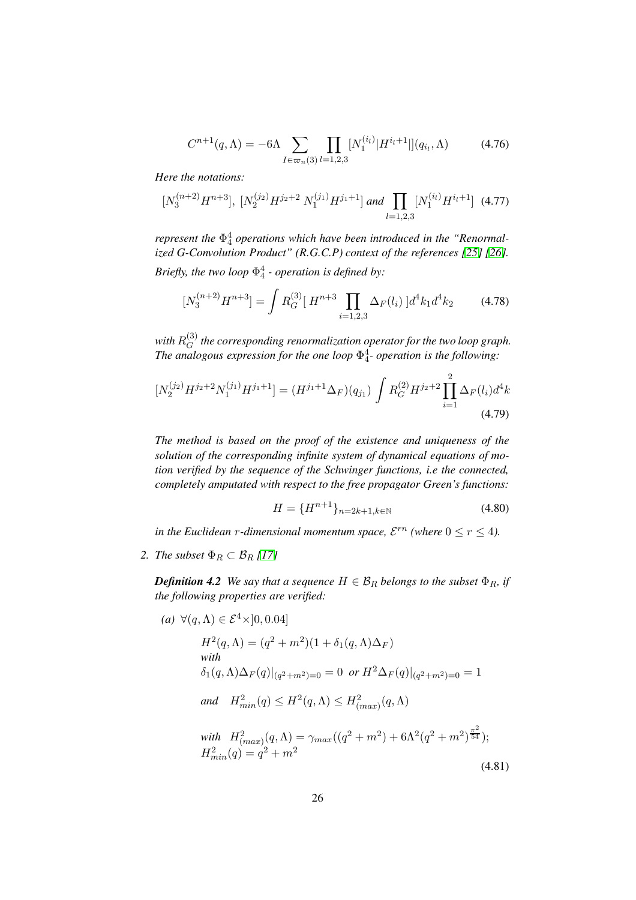$$C^{n+1}(q,\Lambda) = -6\Lambda \sum_{I\in\varpi_n(3)} \prod_{l=1,2,3} [N_1^{(i_l)}|H^{i_l+1}|](q_{i_l},\Lambda) \tag{4.76}$$

*Here the notations:*

$$[N_3^{(n+2)}H^{n+3}],\ [N_2^{(j_2)}H^{j_2+2}\ N_1^{(j_1)}H^{j_1+1}] \text{ and } \prod_{l=1,2,3}[N_1^{(i_l)}H^{i_l+1}] \tag{4.77}$$

*represent the $\Phi_4^4$ operations which have been introduced in the "Renormalized G-Convolution Product" (R.G.C.P) context of the references [25] [26]. Briefly, the two loop $\Phi_4^4$ - operation is defined by:*

$$[N_3^{(n+2)}H^{n+3}] = \int R_G^{(3)}[\ H^{n+3} \prod_{i=1,2,3}\Delta_F(l_i)\ ]d^4k_1 d^4k_2 \tag{4.78}$$

*with $R_G^{(3)}$ the corresponding renormalization operator for the two loop graph. The analogous expression for the one loop $\Phi_4^4$- operation is the following:*

$$[N_2^{(j_2)}H^{j_2+2}N_1^{(j_1)}H^{j_1+1}] = (H^{j_1+1}\Delta_F)(q_{j_1}) \int R_G^{(2)} H^{j_2+2}\prod_{i=1}^{2}\Delta_F(l_i)d^4k \tag{4.79}$$

*The method is based on the proof of the existence and uniqueness of the solution of the corresponding infinite system of dynamical equations of motion verified by the sequence of the Schwinger functions, i.e the connected, completely amputated with respect to the free propagator Green's functions:*

$$H = \{H^{n+1}\}_{n=2k+1,k\in\mathbb{N}} \tag{4.80}$$

*in the Euclidean $r$-dimensional momentum space, $\mathcal{E}^{rn}$ (where $0 \le r \le 4$).*

2. *The subset $\Phi_R \subset \mathcal{B}_R$ [17]*

   ***Definition 4.2*** *We say that a sequence $H \in \mathcal{B}_R$ belongs to the subset $\Phi_R$, if the following properties are verified:*

   *(a)* $\forall(q,\Lambda) \in \mathcal{E}^4\times]0, 0.04]$

$$\begin{aligned}
&H^2(q,\Lambda) = (q^2+m^2)(1+\delta_1(q,\Lambda)\Delta_F)\\
&\textit{with}\\
&\delta_1(q,\Lambda)\Delta_F(q)|_{(q^2+m^2)=0} = 0 \ \textit{ or } H^2\Delta_F(q)|_{(q^2+m^2)=0} = 1\\
&\textit{and} \quad H^2_{min}(q) \le H^2(q,\Lambda) \le H^2_{(max)}(q,\Lambda)\\
&\textit{with} \quad H^2_{(max)}(q,\Lambda) = \gamma_{max}((q^2+m^2) + 6\Lambda^2(q^2+m^2)^{\frac{\pi^2}{54}});\\
&H^2_{min}(q) = q^2+m^2
\end{aligned} \tag{4.81}$$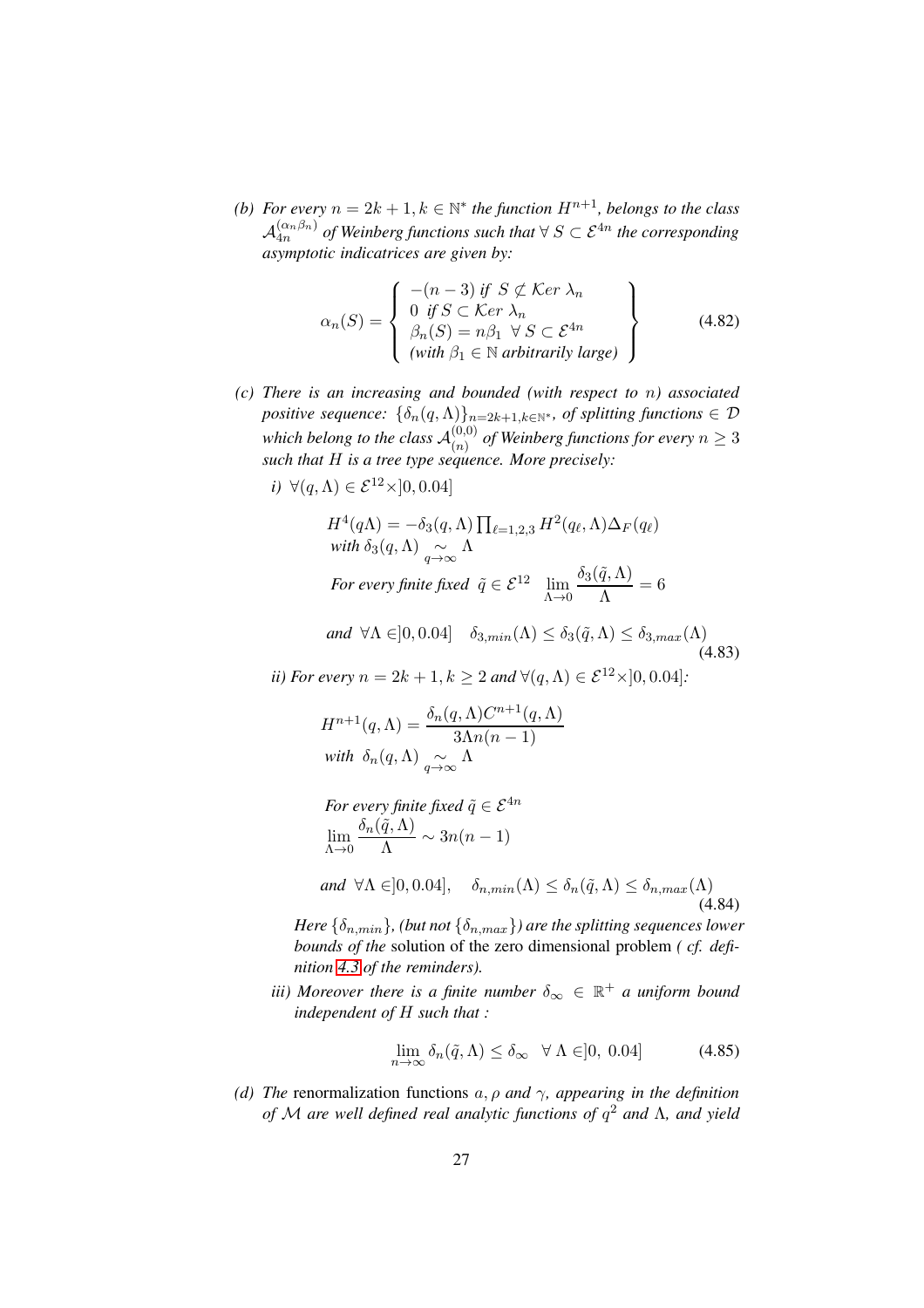*(b) For every $n = 2k+1, k \in \mathbb{N}^*$ the function $H^{n+1}$, belongs to the class $\mathcal{A}_{4n}^{(\alpha_n \beta_n)}$ of Weinberg functions such that $\forall\, S \subset \mathcal{E}^{4n}$ the corresponding asymptotic indicatrices are given by:*

$$
\alpha_n(S) = \left\{ \begin{array}{l} -(n-3) \text{ if } S \not\subset \mathcal{K}er\ \lambda_n \\ 0 \text{ if } S \subset \mathcal{K}er\ \lambda_n \\ \beta_n(S) = n\beta_1 \ \ \forall\, S \subset \mathcal{E}^{4n} \\ \text{(with } \beta_1 \in \mathbb{N} \text{ arbitrarily large)} \end{array} \right\} \tag{4.82}
$$

*(c) There is an increasing and bounded (with respect to $n$) associated positive sequence: $\{\delta_n(q,\Lambda)\}_{n=2k+1,k\in\mathbb{N}^*}$, of splitting functions $\in \mathcal{D}$ which belong to the class $\mathcal{A}_{(n)}^{(0,0)}$ of Weinberg functions for every $n \geq 3$ such that $H$ is a tree type sequence. More precisely:*

*i) $\forall (q,\Lambda) \in \mathcal{E}^{12} \times ]0, 0.04]$*

$$
\begin{array}{l}
H^4(q\Lambda) = -\delta_3(q,\Lambda) \prod_{\ell=1,2,3} H^2(q_\ell,\Lambda)\Delta_F(q_\ell) \\
\text{with } \delta_3(q,\Lambda) \underset{q\to\infty}{\sim} \Lambda \\
\text{For every finite fixed } \tilde{q} \in \mathcal{E}^{12} \quad \lim\limits_{\Lambda\to 0} \dfrac{\delta_3(\tilde{q},\Lambda)}{\Lambda} = 6 \\
\text{and } \ \forall \Lambda \in ]0, 0.04] \quad \delta_{3,min}(\Lambda) \leq \delta_3(\tilde{q},\Lambda) \leq \delta_{3,max}(\Lambda)
\end{array} \tag{4.83}
$$

*ii) For every $n = 2k+1, k \geq 2$ and $\forall (q,\Lambda) \in \mathcal{E}^{12} \times ]0, 0.04]$:*

$$
\begin{array}{l}
H^{n+1}(q,\Lambda) = \dfrac{\delta_n(q,\Lambda) C^{n+1}(q,\Lambda)}{3\Lambda n(n-1)} \\
\text{with } \ \delta_n(q,\Lambda) \underset{q\to\infty}{\sim} \Lambda \\
\\
\text{For every finite fixed } \tilde{q} \in \mathcal{E}^{4n} \\
\lim\limits_{\Lambda\to 0} \dfrac{\delta_n(\tilde{q},\Lambda)}{\Lambda} \sim 3n(n-1) \\
\\
\text{and } \ \forall \Lambda \in ]0, 0.04], \quad \delta_{n,min}(\Lambda) \leq \delta_n(\tilde{q},\Lambda) \leq \delta_{n,max}(\Lambda)
\end{array} \tag{4.84}
$$

*Here $\{\delta_{n,min}\}$, (but not $\{\delta_{n,max}\}$) are the splitting sequences lower bounds of the* solution *of the zero dimensional problem ( cf. definition 4.3 of the reminders).*

*iii) Moreover there is a finite number $\delta_\infty \in \mathbb{R}^+$ a uniform bound independent of $H$ such that :*

$$
\lim_{n\to\infty} \delta_n(\tilde{q},\Lambda) \leq \delta_\infty \quad \forall\, \Lambda \in ]0,\ 0.04] \tag{4.85}
$$

*(d) The* renormalization functions *$a, \rho$ and $\gamma$, appearing in the definition of $\mathcal{M}$ are well defined real analytic functions of $q^2$ and $\Lambda$, and yield*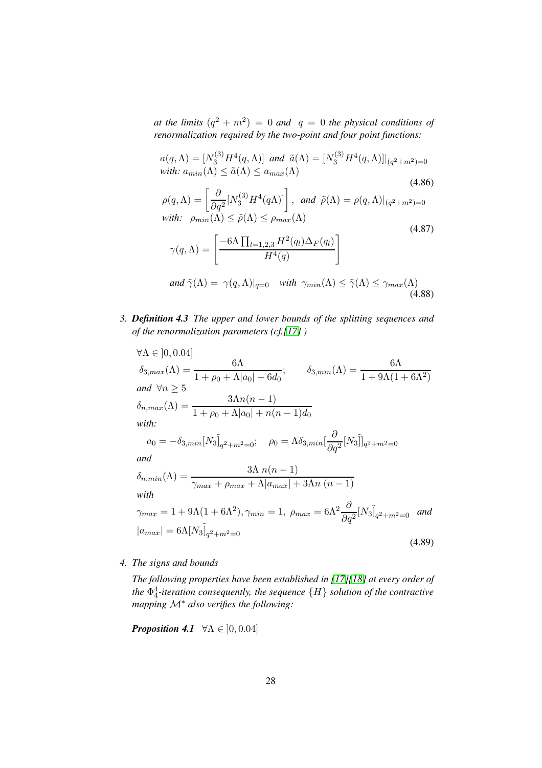*at the limits $(q^2 + m^2) = 0$ and $q = 0$ the physical conditions of renormalization required by the two-point and four point functions:*

$$
\begin{aligned}
&a(q,\Lambda) = [N_3^{(3)} H^4(q,\Lambda)] \;\; \textit{and} \;\; \tilde{a}(\Lambda) = [N_3^{(3)} H^4(q,\Lambda)]|_{(q^2+m^2)=0} \\
&\textit{with: } a_{min}(\Lambda) \leq \tilde{a}(\Lambda) \leq a_{max}(\Lambda)
\end{aligned}
\tag{4.86}
$$

$$
\begin{aligned}
&\rho(q,\Lambda) = \left[\frac{\partial}{\partial q^2}[N_3^{(3)} H^4(q\Lambda)]\right], \;\; \textit{and} \;\; \tilde{\rho}(\Lambda) = \rho(q,\Lambda)|_{(q^2+m^2)=0} \\
&\textit{with: } \;\; \rho_{min}(\Lambda) \leq \tilde{\rho}(\Lambda) \leq \rho_{max}(\Lambda)
\end{aligned}
\tag{4.87}
$$

$$
\begin{aligned}
&\gamma(q,\Lambda) = \left[\frac{-6\Lambda \prod_{l=1,2,3} H^2(q_l)\Delta_F(q_l)}{H^4(q)}\right] \\
&\textit{and } \tilde{\gamma}(\Lambda) = \; \gamma(q,\Lambda)|_{q=0} \quad \textit{with } \; \gamma_{min}(\Lambda) \leq \tilde{\gamma}(\Lambda) \leq \gamma_{max}(\Lambda)
\end{aligned}
\tag{4.88}
$$

3. ***Definition 4.3*** *The upper and lower bounds of the splitting sequences and of the renormalization parameters (cf.[17] )*

$$
\begin{aligned}
&\forall \Lambda \in ]0, 0.04] \\
&\delta_{3,max}(\Lambda) = \frac{6\Lambda}{1+\rho_0+\Lambda|a_0|+6d_0}; \qquad \delta_{3,min}(\Lambda) = \frac{6\Lambda}{1+9\Lambda(1+6\Lambda^2)} \\
&\textit{and } \; \forall n \geq 5 \\
&\delta_{n,max}(\Lambda) = \frac{3\Lambda n(n-1)}{1+\rho_0+\Lambda|a_0|+n(n-1)d_0} \\
&\textit{with:} \\
&\quad a_0 = -\delta_{3,min}[N_3\tilde{]}_{q^2+m^2=0}; \quad \rho_0 = \Lambda\delta_{3,min}[\frac{\partial}{\partial q^2}[N_3\tilde{]}]_{q^2+m^2=0} \\
&\textit{and} \\
&\delta_{n,min}(\Lambda) = \frac{3\Lambda \; n(n-1)}{\gamma_{max}+\rho_{max}+\Lambda|a_{max}|+3\Lambda n\;(n-1)} \\
&\textit{with} \\
&\gamma_{max} = 1+9\Lambda(1+6\Lambda^2), \gamma_{min} = 1, \; \rho_{max} = 6\Lambda^2\frac{\partial}{\partial q^2}[N_3\tilde{]}_{q^2+m^2=0} \;\; \textit{and} \\
&|a_{max}| = 6\Lambda[N_3\tilde{]}_{q^2+m^2=0}
\end{aligned}
\tag{4.89}
$$

4. *The signs and bounds*

   *The following properties have been established in [17][18] at every order of the $\Phi_4^4$-iteration consequently, the sequence $\{H\}$ solution of the contractive mapping $\mathcal{M}^*$ also verifies the following:*

   ***Proposition 4.1*** $\forall \Lambda \in ]0, 0.04]$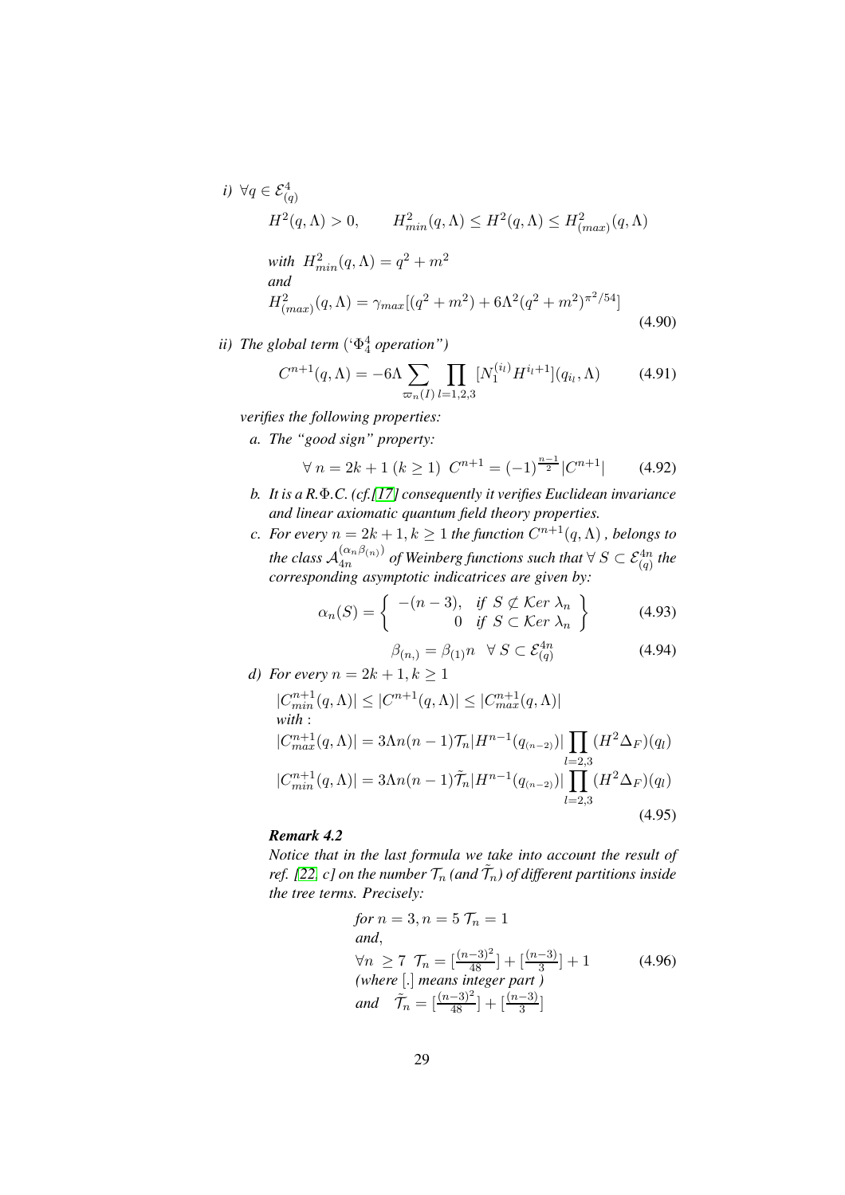*i)* $\forall q \in \mathcal{E}^4_{(q)}$

$$
\begin{aligned}
&H^2(q,\Lambda) > 0, \qquad H^2_{min}(q,\Lambda) \le H^2(q,\Lambda) \le H^2_{(max)}(q,\Lambda)\\
&\textit{with } H^2_{min}(q,\Lambda) = q^2 + m^2\\
&\textit{and}\\
&H^2_{(max)}(q,\Lambda) = \gamma_{max}[(q^2+m^2) + 6\Lambda^2(q^2+m^2)^{\pi^2/54}]
\end{aligned}
\tag{4.90}
$$

*ii) The global term ('$\Phi^4_4$ operation")*

$$
C^{n+1}(q,\Lambda) = -6\Lambda \sum_{\varpi_n(I)} \prod_{l=1,2,3} [N_1^{(i_l)} H^{i_l+1}](q_{i_l},\Lambda) \tag{4.91}
$$

*verifies the following properties:*

*a. The "good sign" property:*

$$
\forall\, n = 2k+1 \ (k \ge 1) \ \ C^{n+1} = (-1)^{\frac{n-1}{2}} |C^{n+1}| \tag{4.92}
$$

*b. It is a R.$\Phi$.C. (cf.[17] consequently it verifies Euclidean invariance and linear axiomatic quantum field theory properties.*

*c. For every $n = 2k+1, k \ge 1$ the function $C^{n+1}(q,\Lambda)$ , belongs to the class $\mathcal{A}^{(\alpha_n \beta_{(n)})}_{4n}$ of Weinberg functions such that $\forall\, S \subset \mathcal{E}^{4n}_{(q)}$ the corresponding asymptotic indicatrices are given by:*

$$
\alpha_n(S) = \left\{ \begin{array}{rl} -(n-3), & \textit{if } S \not\subset \mathcal{K}er\ \lambda_n \\ 0 & \textit{if } S \subset \mathcal{K}er\ \lambda_n \end{array} \right\} \tag{4.93}
$$

$$
\beta_{(n,)} = \beta_{(1)} n \quad \forall\, S \subset \mathcal{E}^{4n}_{(q)} \tag{4.94}
$$

*d) For every $n = 2k+1, k \ge 1$*

$$
\begin{aligned}
&|C^{n+1}_{min}(q,\Lambda)| \le |C^{n+1}(q,\Lambda)| \le |C^{n+1}_{max}(q,\Lambda)|\\
&\textit{with}:\\
&|C^{n+1}_{max}(q,\Lambda)| = 3\Lambda n(n-1)\mathcal{T}_n |H^{n-1}(q_{(n-2)})| \prod_{l=2,3} (H^2\Delta_F)(q_l)\\
&|C^{n+1}_{min}(q,\Lambda)| = 3\Lambda n(n-1)\tilde{\mathcal{T}}_n |H^{n-1}(q_{(n-2)})| \prod_{l=2,3} (H^2\Delta_F)(q_l)
\end{aligned}
\tag{4.95}
$$

***Remark 4.2***

*Notice that in the last formula we take into account the result of ref. [22, c] on the number $\mathcal{T}_n$ (and $\tilde{\mathcal{T}}_n$) of different partitions inside the tree terms. Precisely:*

$$
\begin{aligned}
&\textit{for } n = 3, n = 5\ \mathcal{T}_n = 1\\
&\textit{and},\\
&\forall n \ge 7\ \ \mathcal{T}_n = [\tfrac{(n-3)^2}{48}] + [\tfrac{(n-3)}{3}] + 1\\
&\textit{(where } [.] \textit{ means integer part )}\\
&\textit{and} \quad \tilde{\mathcal{T}}_n = [\tfrac{(n-3)^2}{48}] + [\tfrac{(n-3)}{3}]
\end{aligned}
\tag{4.96}
$$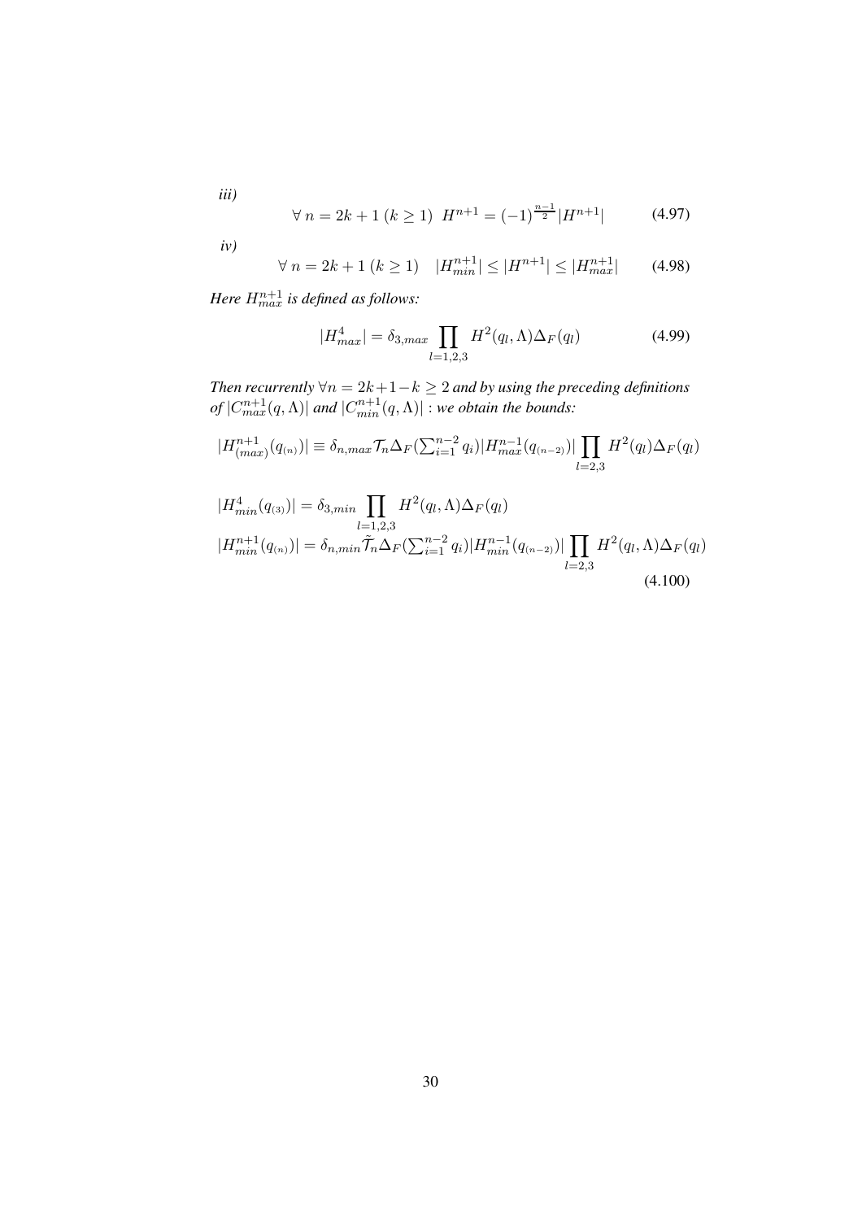*iii)*

$$\forall\ n = 2k+1\ (k \geq 1)\ \ H^{n+1} = (-1)^{\frac{n-1}{2}} |H^{n+1}| \tag{4.97}$$

*iv)*

$$\forall\ n = 2k+1\ (k \geq 1) \quad |H^{n+1}_{min}| \leq |H^{n+1}| \leq |H^{n+1}_{max}| \tag{4.98}$$

*Here $H^{n+1}_{max}$ is defined as follows:*

$$|H^4_{max}| = \delta_{3,max} \prod_{l=1,2,3} H^2(q_l, \Lambda) \Delta_F(q_l) \tag{4.99}$$

*Then recurrently $\forall n = 2k+1-k \geq 2$ and by using the preceding definitions of $|C^{n+1}_{max}(q,\Lambda)|$ and $|C^{n+1}_{min}(q,\Lambda)|$ : we obtain the bounds:*

$$|H^{n+1}_{(max)}(q_{(n)})| \equiv \delta_{n,max} \mathcal{T}_n \Delta_F(\textstyle\sum_{i=1}^{n-2} q_i) |H^{n-1}_{max}(q_{(n-2)})| \displaystyle\prod_{l=2,3} H^2(q_l) \Delta_F(q_l)$$

$$\begin{aligned}
|H^4_{min}(q_{(3)})| &= \delta_{3,min} \prod_{l=1,2,3} H^2(q_l, \Lambda) \Delta_F(q_l) \\
|H^{n+1}_{min}(q_{(n)})| &= \delta_{n,min} \tilde{\mathcal{T}}_n \Delta_F(\textstyle\sum_{i=1}^{n-2} q_i) |H^{n-1}_{min}(q_{(n-2)})| \displaystyle\prod_{l=2,3} H^2(q_l, \Lambda) \Delta_F(q_l)
\end{aligned} \tag{4.100}$$